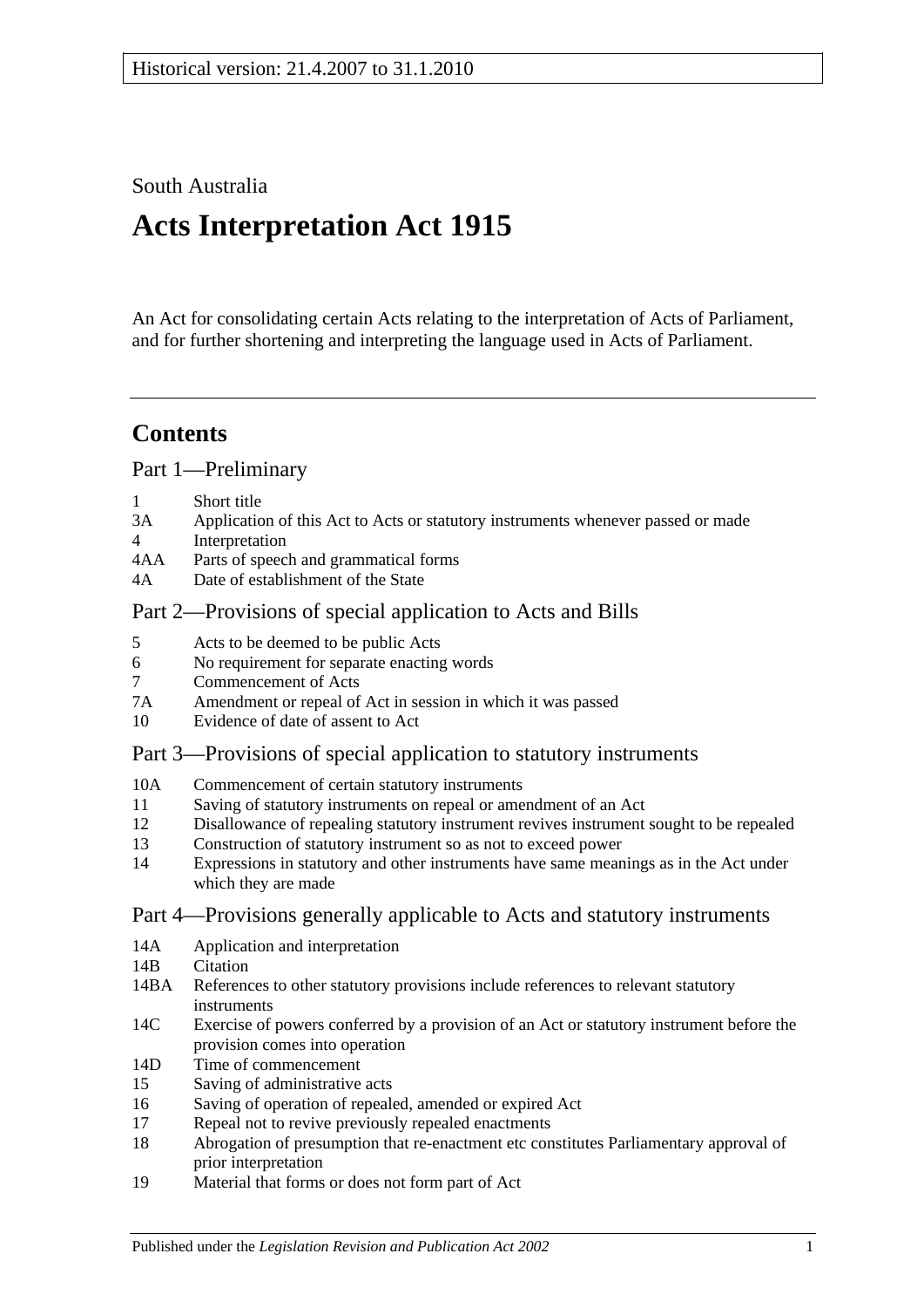Historical version: 21.4.2007 to 31.1.2010

South Australia

# Acts Interpretation Act 1915

An Act for consolidating certain Acts relating to the interpretation of Acts of Parliament, and for further shortening and interpreting the language used in Acts of Parliament.

## Contents

### Part 1—Preliminary

| | |
|---|---|
| 1 | Short title |
| 3A | Application of this Act to Acts or statutory instruments whenever passed or made |
| 4 | Interpretation |
| 4AA | Parts of speech and grammatical forms |
| 4A | Date of establishment of the State |

### Part 2—Provisions of special application to Acts and Bills

| | |
|---|---|
| 5 | Acts to be deemed to be public Acts |
| 6 | No requirement for separate enacting words |
| 7 | Commencement of Acts |
| 7A | Amendment or repeal of Act in session in which it was passed |
| 10 | Evidence of date of assent to Act |

### Part 3—Provisions of special application to statutory instruments

| | |
|---|---|
| 10A | Commencement of certain statutory instruments |
| 11 | Saving of statutory instruments on repeal or amendment of an Act |
| 12 | Disallowance of repealing statutory instrument revives instrument sought to be repealed |
| 13 | Construction of statutory instrument so as not to exceed power |
| 14 | Expressions in statutory and other instruments have same meanings as in the Act under which they are made |

### Part 4—Provisions generally applicable to Acts and statutory instruments

| | |
|---|---|
| 14A | Application and interpretation |
| 14B | Citation |
| 14BA | References to other statutory provisions include references to relevant statutory instruments |
| 14C | Exercise of powers conferred by a provision of an Act or statutory instrument before the provision comes into operation |
| 14D | Time of commencement |
| 15 | Saving of administrative acts |
| 16 | Saving of operation of repealed, amended or expired Act |
| 17 | Repeal not to revive previously repealed enactments |
| 18 | Abrogation of presumption that re-enactment etc constitutes Parliamentary approval of prior interpretation |
| 19 | Material that forms or does not form part of Act |

Published under the *Legislation Revision and Publication Act 2002*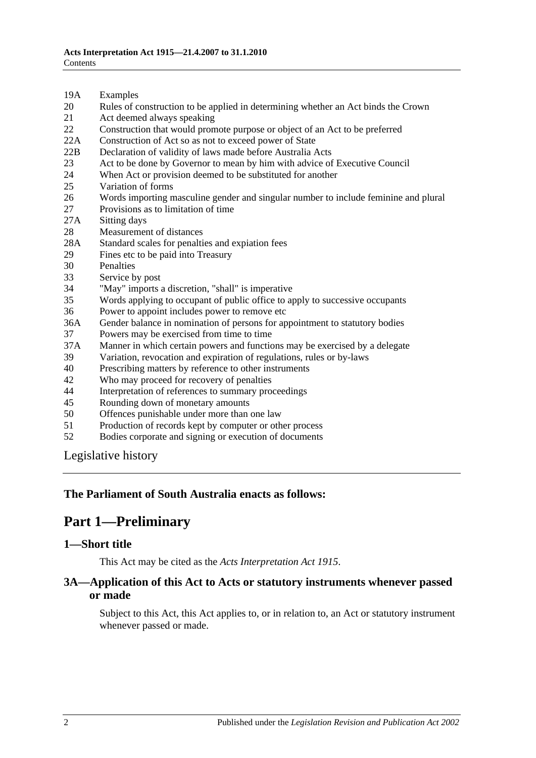19A Examples
20 Rules of construction to be applied in determining whether an Act binds the Crown
21 Act deemed always speaking
22 Construction that would promote purpose or object of an Act to be preferred
22A Construction of Act so as not to exceed power of State
22B Declaration of validity of laws made before Australia Acts
23 Act to be done by Governor to mean by him with advice of Executive Council
24 When Act or provision deemed to be substituted for another
25 Variation of forms
26 Words importing masculine gender and singular number to include feminine and plural
27 Provisions as to limitation of time
27A Sitting days
28 Measurement of distances
28A Standard scales for penalties and expiation fees
29 Fines etc to be paid into Treasury
30 Penalties
33 Service by post
34 "May" imports a discretion, "shall" is imperative
35 Words applying to occupant of public office to apply to successive occupants
36 Power to appoint includes power to remove etc
36A Gender balance in nomination of persons for appointment to statutory bodies
37 Powers may be exercised from time to time
37A Manner in which certain powers and functions may be exercised by a delegate
39 Variation, revocation and expiration of regulations, rules or by-laws
40 Prescribing matters by reference to other instruments
42 Who may proceed for recovery of penalties
44 Interpretation of references to summary proceedings
45 Rounding down of monetary amounts
50 Offences punishable under more than one law
51 Production of records kept by computer or other process
52 Bodies corporate and signing or execution of documents

Legislative history

**The Parliament of South Australia enacts as follows:**

# Part 1—Preliminary

## 1—Short title

This Act may be cited as the *Acts Interpretation Act 1915*.

## 3A—Application of this Act to Acts or statutory instruments whenever passed or made

Subject to this Act, this Act applies to, or in relation to, an Act or statutory instrument whenever passed or made.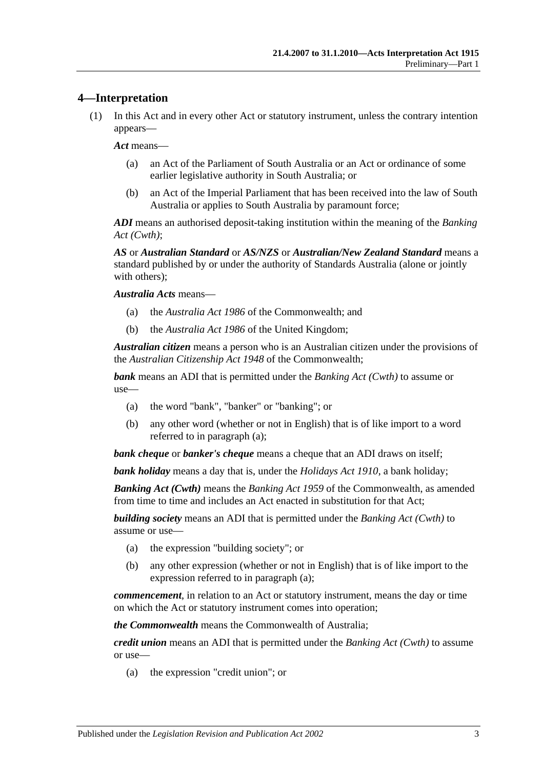## 4—Interpretation

(1) In this Act and in every other Act or statutory instrument, unless the contrary intention appears—

***Act*** means—

(a) an Act of the Parliament of South Australia or an Act or ordinance of some earlier legislative authority in South Australia; or

(b) an Act of the Imperial Parliament that has been received into the law of South Australia or applies to South Australia by paramount force;

***ADI*** means an authorised deposit-taking institution within the meaning of the *Banking Act (Cwth)*;

***AS*** or ***Australian Standard*** or ***AS/NZS*** or ***Australian/New Zealand Standard*** means a standard published by or under the authority of Standards Australia (alone or jointly with others);

***Australia Acts*** means—

(a) the *Australia Act 1986* of the Commonwealth; and

(b) the *Australia Act 1986* of the United Kingdom;

***Australian citizen*** means a person who is an Australian citizen under the provisions of the *Australian Citizenship Act 1948* of the Commonwealth;

***bank*** means an ADI that is permitted under the *Banking Act (Cwth)* to assume or use—

(a) the word "bank", "banker" or "banking"; or

(b) any other word (whether or not in English) that is of like import to a word referred to in paragraph (a);

***bank cheque*** or ***banker's cheque*** means a cheque that an ADI draws on itself;

***bank holiday*** means a day that is, under the *Holidays Act 1910*, a bank holiday;

***Banking Act (Cwth)*** means the *Banking Act 1959* of the Commonwealth, as amended from time to time and includes an Act enacted in substitution for that Act;

***building society*** means an ADI that is permitted under the *Banking Act (Cwth)* to assume or use—

(a) the expression "building society"; or

(b) any other expression (whether or not in English) that is of like import to the expression referred to in paragraph (a);

***commencement***, in relation to an Act or statutory instrument, means the day or time on which the Act or statutory instrument comes into operation;

***the Commonwealth*** means the Commonwealth of Australia;

***credit union*** means an ADI that is permitted under the *Banking Act (Cwth)* to assume or use—

(a) the expression "credit union"; or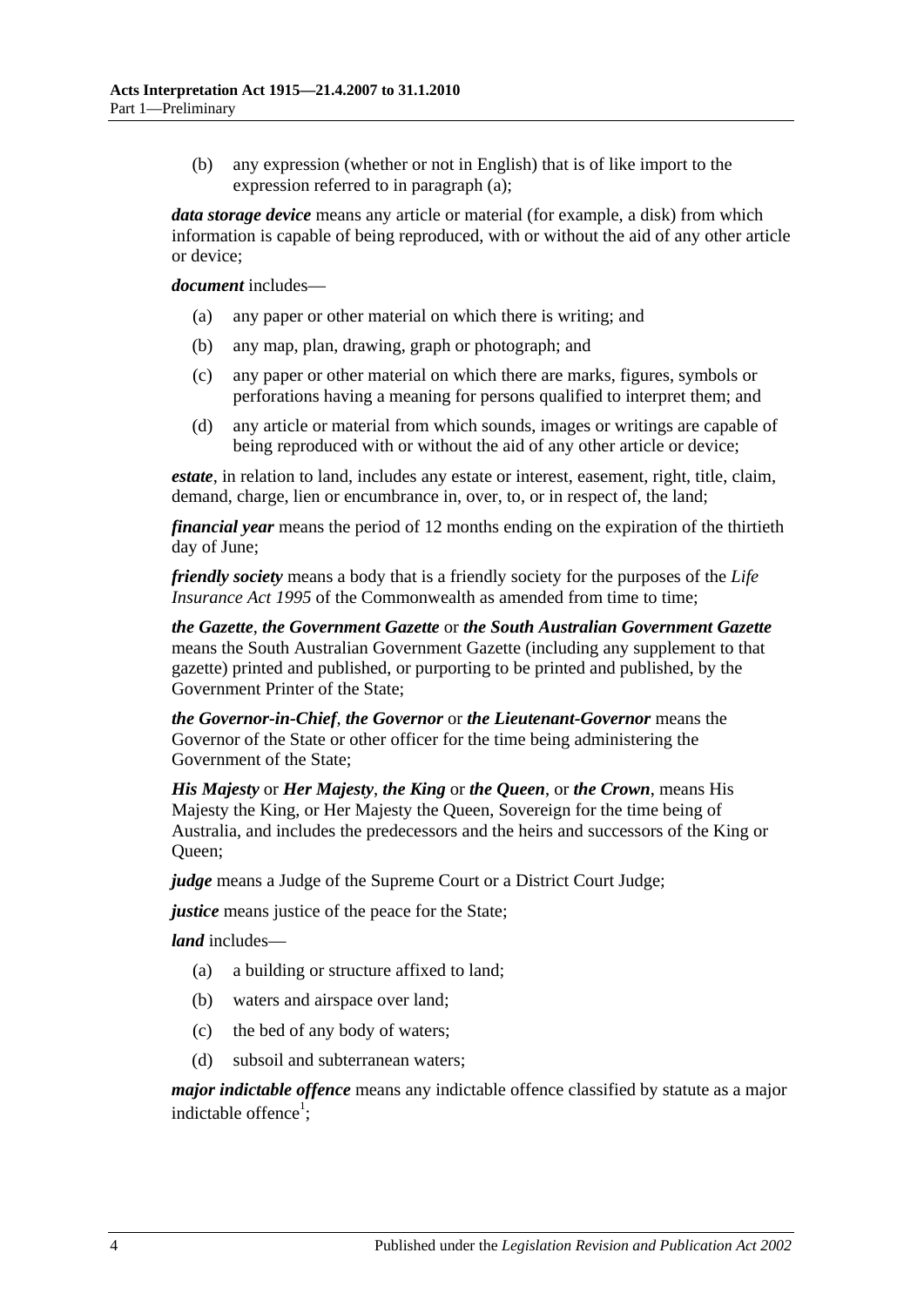(b) any expression (whether or not in English) that is of like import to the expression referred to in paragraph (a);

***data storage device*** means any article or material (for example, a disk) from which information is capable of being reproduced, with or without the aid of any other article or device;

***document*** includes—

(a) any paper or other material on which there is writing; and

(b) any map, plan, drawing, graph or photograph; and

(c) any paper or other material on which there are marks, figures, symbols or perforations having a meaning for persons qualified to interpret them; and

(d) any article or material from which sounds, images or writings are capable of being reproduced with or without the aid of any other article or device;

***estate***, in relation to land, includes any estate or interest, easement, right, title, claim, demand, charge, lien or encumbrance in, over, to, or in respect of, the land;

***financial year*** means the period of 12 months ending on the expiration of the thirtieth day of June;

***friendly society*** means a body that is a friendly society for the purposes of the *Life Insurance Act 1995* of the Commonwealth as amended from time to time;

***the Gazette***, ***the Government Gazette*** or ***the South Australian Government Gazette*** means the South Australian Government Gazette (including any supplement to that gazette) printed and published, or purporting to be printed and published, by the Government Printer of the State;

***the Governor-in-Chief***, ***the Governor*** or ***the Lieutenant-Governor*** means the Governor of the State or other officer for the time being administering the Government of the State;

***His Majesty*** or ***Her Majesty***, ***the King*** or ***the Queen***, or ***the Crown***, means His Majesty the King, or Her Majesty the Queen, Sovereign for the time being of Australia, and includes the predecessors and the heirs and successors of the King or Queen;

***judge*** means a Judge of the Supreme Court or a District Court Judge;

***justice*** means justice of the peace for the State;

***land*** includes—

(a) a building or structure affixed to land;

(b) waters and airspace over land;

(c) the bed of any body of waters;

(d) subsoil and subterranean waters;

***major indictable offence*** means any indictable offence classified by statute as a major indictable offence[1];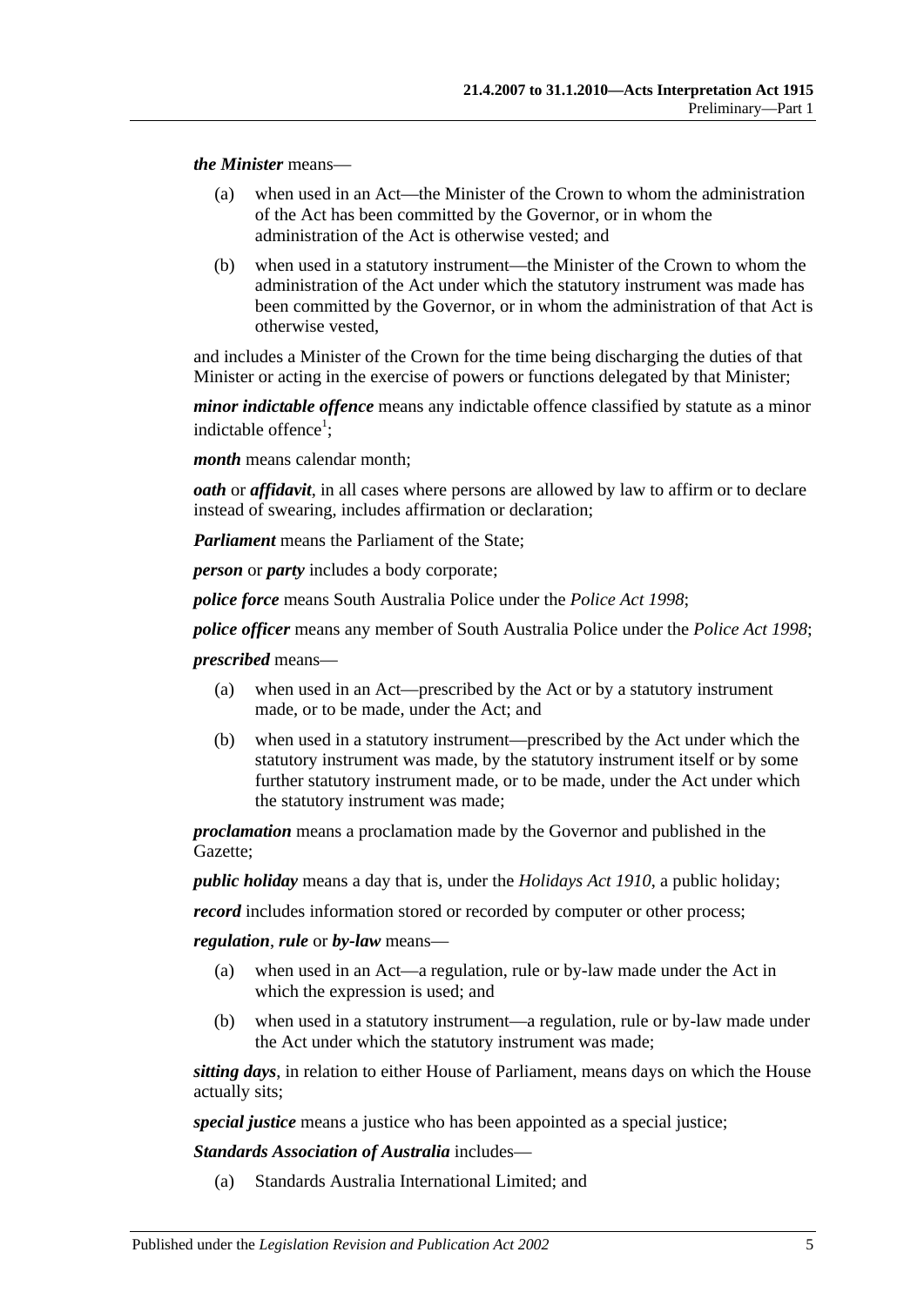***the Minister*** means—

- (a) when used in an Act—the Minister of the Crown to whom the administration of the Act has been committed by the Governor, or in whom the administration of the Act is otherwise vested; and
- (b) when used in a statutory instrument—the Minister of the Crown to whom the administration of the Act under which the statutory instrument was made has been committed by the Governor, or in whom the administration of that Act is otherwise vested,

and includes a Minister of the Crown for the time being discharging the duties of that Minister or acting in the exercise of powers or functions delegated by that Minister;

***minor indictable offence*** means any indictable offence classified by statute as a minor indictable offence[1];

***month*** means calendar month;

***oath*** or ***affidavit***, in all cases where persons are allowed by law to affirm or to declare instead of swearing, includes affirmation or declaration;

***Parliament*** means the Parliament of the State;

***person*** or ***party*** includes a body corporate;

***police force*** means South Australia Police under the *Police Act 1998*;

***police officer*** means any member of South Australia Police under the *Police Act 1998*;

***prescribed*** means—

- (a) when used in an Act—prescribed by the Act or by a statutory instrument made, or to be made, under the Act; and
- (b) when used in a statutory instrument—prescribed by the Act under which the statutory instrument was made, by the statutory instrument itself or by some further statutory instrument made, or to be made, under the Act under which the statutory instrument was made;

***proclamation*** means a proclamation made by the Governor and published in the Gazette;

***public holiday*** means a day that is, under the *Holidays Act 1910*, a public holiday;

***record*** includes information stored or recorded by computer or other process;

***regulation***, ***rule*** or ***by-law*** means—

- (a) when used in an Act—a regulation, rule or by-law made under the Act in which the expression is used; and
- (b) when used in a statutory instrument—a regulation, rule or by-law made under the Act under which the statutory instrument was made;

***sitting days***, in relation to either House of Parliament, means days on which the House actually sits;

***special justice*** means a justice who has been appointed as a special justice;

***Standards Association of Australia*** includes—

- (a) Standards Australia International Limited; and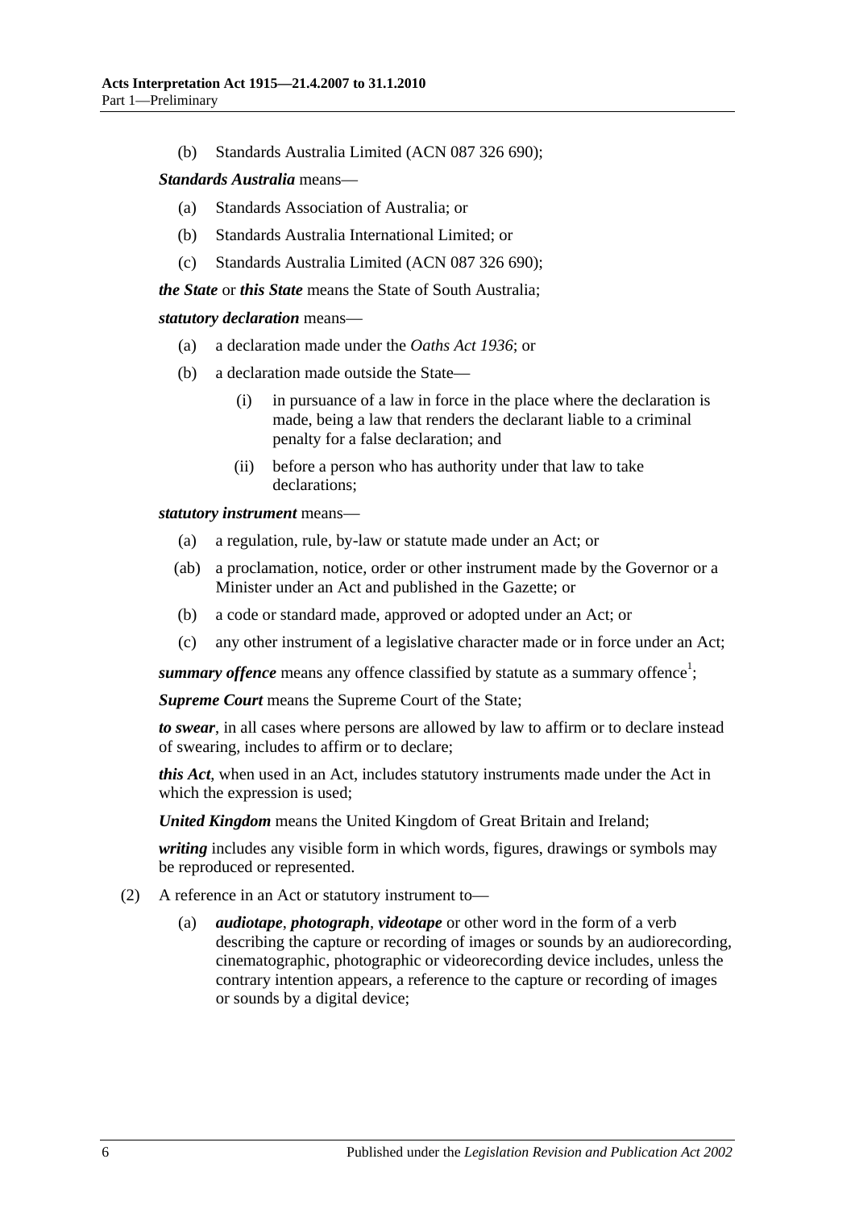(b) Standards Australia Limited (ACN 087 326 690);

***Standards Australia*** means—

(a) Standards Association of Australia; or

(b) Standards Australia International Limited; or

(c) Standards Australia Limited (ACN 087 326 690);

***the State*** or ***this State*** means the State of South Australia;

***statutory declaration*** means—

(a) a declaration made under the *Oaths Act 1936*; or

(b) a declaration made outside the State—

(i) in pursuance of a law in force in the place where the declaration is made, being a law that renders the declarant liable to a criminal penalty for a false declaration; and

(ii) before a person who has authority under that law to take declarations;

***statutory instrument*** means—

(a) a regulation, rule, by-law or statute made under an Act; or

(ab) a proclamation, notice, order or other instrument made by the Governor or a Minister under an Act and published in the Gazette; or

(b) a code or standard made, approved or adopted under an Act; or

(c) any other instrument of a legislative character made or in force under an Act;

***summary offence*** means any offence classified by statute as a summary offence[1];

***Supreme Court*** means the Supreme Court of the State;

***to swear***, in all cases where persons are allowed by law to affirm or to declare instead of swearing, includes to affirm or to declare;

***this Act***, when used in an Act, includes statutory instruments made under the Act in which the expression is used;

***United Kingdom*** means the United Kingdom of Great Britain and Ireland;

***writing*** includes any visible form in which words, figures, drawings or symbols may be reproduced or represented.

(2) A reference in an Act or statutory instrument to—

(a) ***audiotape***, ***photograph***, ***videotape*** or other word in the form of a verb describing the capture or recording of images or sounds by an audiorecording, cinematographic, photographic or videorecording device includes, unless the contrary intention appears, a reference to the capture or recording of images or sounds by a digital device;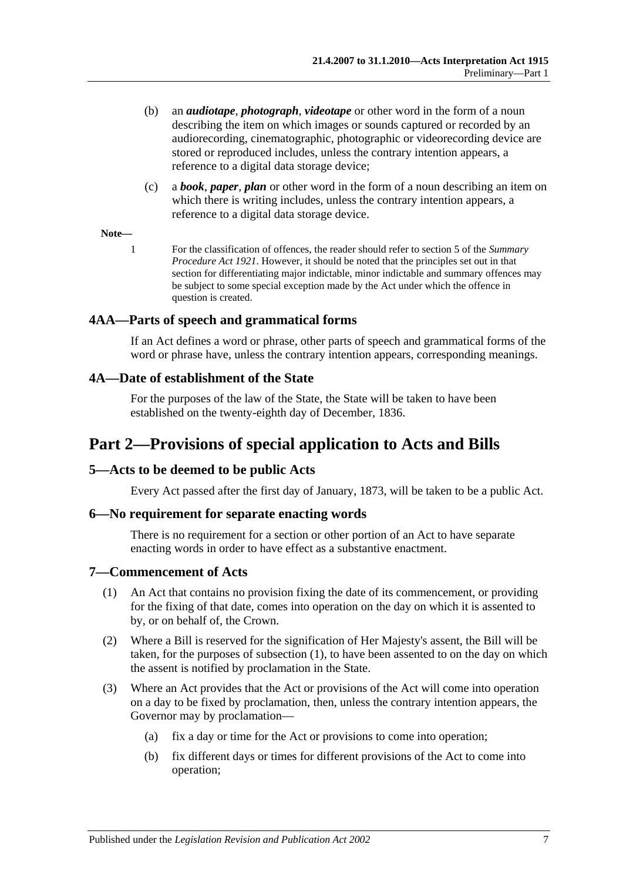(b) an ***audiotape***, ***photograph***, ***videotape*** or other word in the form of a noun describing the item on which images or sounds captured or recorded by an audiorecording, cinematographic, photographic or videorecording device are stored or reproduced includes, unless the contrary intention appears, a reference to a digital data storage device;

(c) a ***book***, ***paper***, ***plan*** or other word in the form of a noun describing an item on which there is writing includes, unless the contrary intention appears, a reference to a digital data storage device.

**Note—**

1 For the classification of offences, the reader should refer to section 5 of the *Summary Procedure Act 1921*. However, it should be noted that the principles set out in that section for differentiating major indictable, minor indictable and summary offences may be subject to some special exception made by the Act under which the offence in question is created.

### 4AA—Parts of speech and grammatical forms

If an Act defines a word or phrase, other parts of speech and grammatical forms of the word or phrase have, unless the contrary intention appears, corresponding meanings.

### 4A—Date of establishment of the State

For the purposes of the law of the State, the State will be taken to have been established on the twenty-eighth day of December, 1836.

## Part 2—Provisions of special application to Acts and Bills

### 5—Acts to be deemed to be public Acts

Every Act passed after the first day of January, 1873, will be taken to be a public Act.

### 6—No requirement for separate enacting words

There is no requirement for a section or other portion of an Act to have separate enacting words in order to have effect as a substantive enactment.

### 7—Commencement of Acts

(1) An Act that contains no provision fixing the date of its commencement, or providing for the fixing of that date, comes into operation on the day on which it is assented to by, or on behalf of, the Crown.

(2) Where a Bill is reserved for the signification of Her Majesty's assent, the Bill will be taken, for the purposes of subsection (1), to have been assented to on the day on which the assent is notified by proclamation in the State.

(3) Where an Act provides that the Act or provisions of the Act will come into operation on a day to be fixed by proclamation, then, unless the contrary intention appears, the Governor may by proclamation—

(a) fix a day or time for the Act or provisions to come into operation;

(b) fix different days or times for different provisions of the Act to come into operation;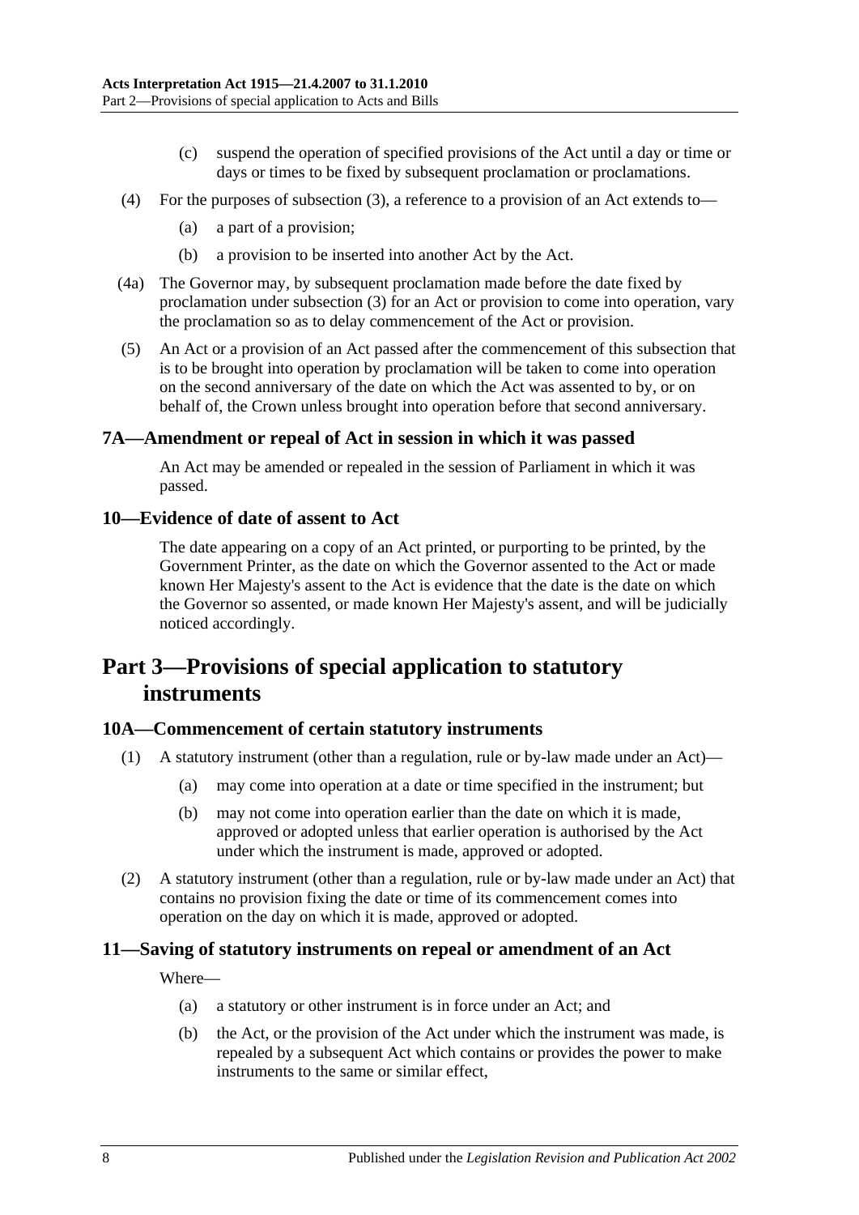(c) suspend the operation of specified provisions of the Act until a day or time or days or times to be fixed by subsequent proclamation or proclamations.

(4) For the purposes of subsection (3), a reference to a provision of an Act extends to—

(a) a part of a provision;

(b) a provision to be inserted into another Act by the Act.

(4a) The Governor may, by subsequent proclamation made before the date fixed by proclamation under subsection (3) for an Act or provision to come into operation, vary the proclamation so as to delay commencement of the Act or provision.

(5) An Act or a provision of an Act passed after the commencement of this subsection that is to be brought into operation by proclamation will be taken to come into operation on the second anniversary of the date on which the Act was assented to by, or on behalf of, the Crown unless brought into operation before that second anniversary.

### 7A—Amendment or repeal of Act in session in which it was passed

An Act may be amended or repealed in the session of Parliament in which it was passed.

### 10—Evidence of date of assent to Act

The date appearing on a copy of an Act printed, or purporting to be printed, by the Government Printer, as the date on which the Governor assented to the Act or made known Her Majesty's assent to the Act is evidence that the date is the date on which the Governor so assented, or made known Her Majesty's assent, and will be judicially noticed accordingly.

## Part 3—Provisions of special application to statutory instruments

### 10A—Commencement of certain statutory instruments

(1) A statutory instrument (other than a regulation, rule or by-law made under an Act)—

(a) may come into operation at a date or time specified in the instrument; but

(b) may not come into operation earlier than the date on which it is made, approved or adopted unless that earlier operation is authorised by the Act under which the instrument is made, approved or adopted.

(2) A statutory instrument (other than a regulation, rule or by-law made under an Act) that contains no provision fixing the date or time of its commencement comes into operation on the day on which it is made, approved or adopted.

### 11—Saving of statutory instruments on repeal or amendment of an Act

Where—

(a) a statutory or other instrument is in force under an Act; and

(b) the Act, or the provision of the Act under which the instrument was made, is repealed by a subsequent Act which contains or provides the power to make instruments to the same or similar effect,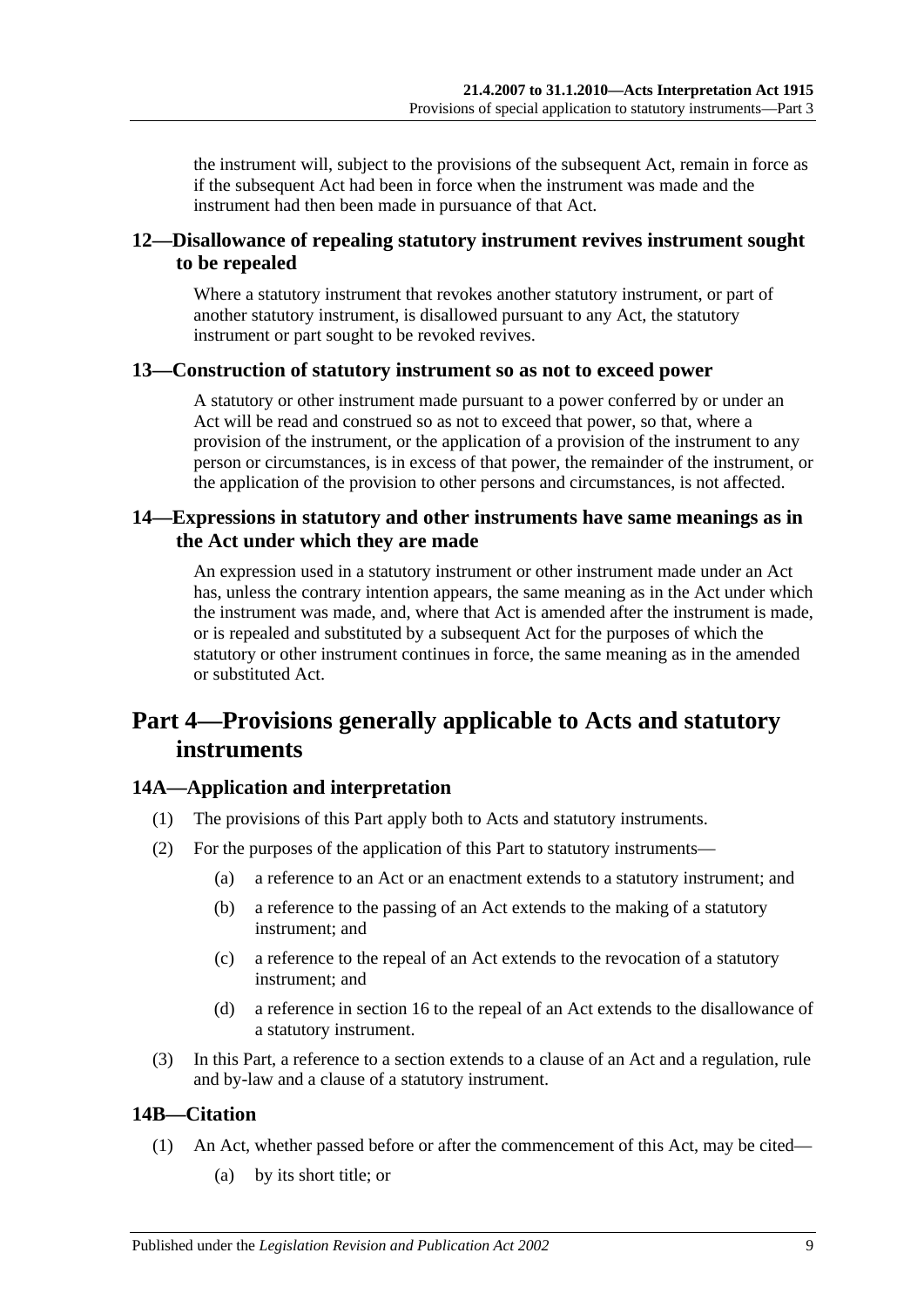the instrument will, subject to the provisions of the subsequent Act, remain in force as if the subsequent Act had been in force when the instrument was made and the instrument had then been made in pursuance of that Act.

### 12—Disallowance of repealing statutory instrument revives instrument sought to be repealed

Where a statutory instrument that revokes another statutory instrument, or part of another statutory instrument, is disallowed pursuant to any Act, the statutory instrument or part sought to be revoked revives.

### 13—Construction of statutory instrument so as not to exceed power

A statutory or other instrument made pursuant to a power conferred by or under an Act will be read and construed so as not to exceed that power, so that, where a provision of the instrument, or the application of a provision of the instrument to any person or circumstances, is in excess of that power, the remainder of the instrument, or the application of the provision to other persons and circumstances, is not affected.

### 14—Expressions in statutory and other instruments have same meanings as in the Act under which they are made

An expression used in a statutory instrument or other instrument made under an Act has, unless the contrary intention appears, the same meaning as in the Act under which the instrument was made, and, where that Act is amended after the instrument is made, or is repealed and substituted by a subsequent Act for the purposes of which the statutory or other instrument continues in force, the same meaning as in the amended or substituted Act.

## Part 4—Provisions generally applicable to Acts and statutory instruments

### 14A—Application and interpretation

(1) The provisions of this Part apply both to Acts and statutory instruments.

(2) For the purposes of the application of this Part to statutory instruments—

(a) a reference to an Act or an enactment extends to a statutory instrument; and

(b) a reference to the passing of an Act extends to the making of a statutory instrument; and

(c) a reference to the repeal of an Act extends to the revocation of a statutory instrument; and

(d) a reference in section 16 to the repeal of an Act extends to the disallowance of a statutory instrument.

(3) In this Part, a reference to a section extends to a clause of an Act and a regulation, rule and by-law and a clause of a statutory instrument.

### 14B—Citation

(1) An Act, whether passed before or after the commencement of this Act, may be cited—

(a) by its short title; or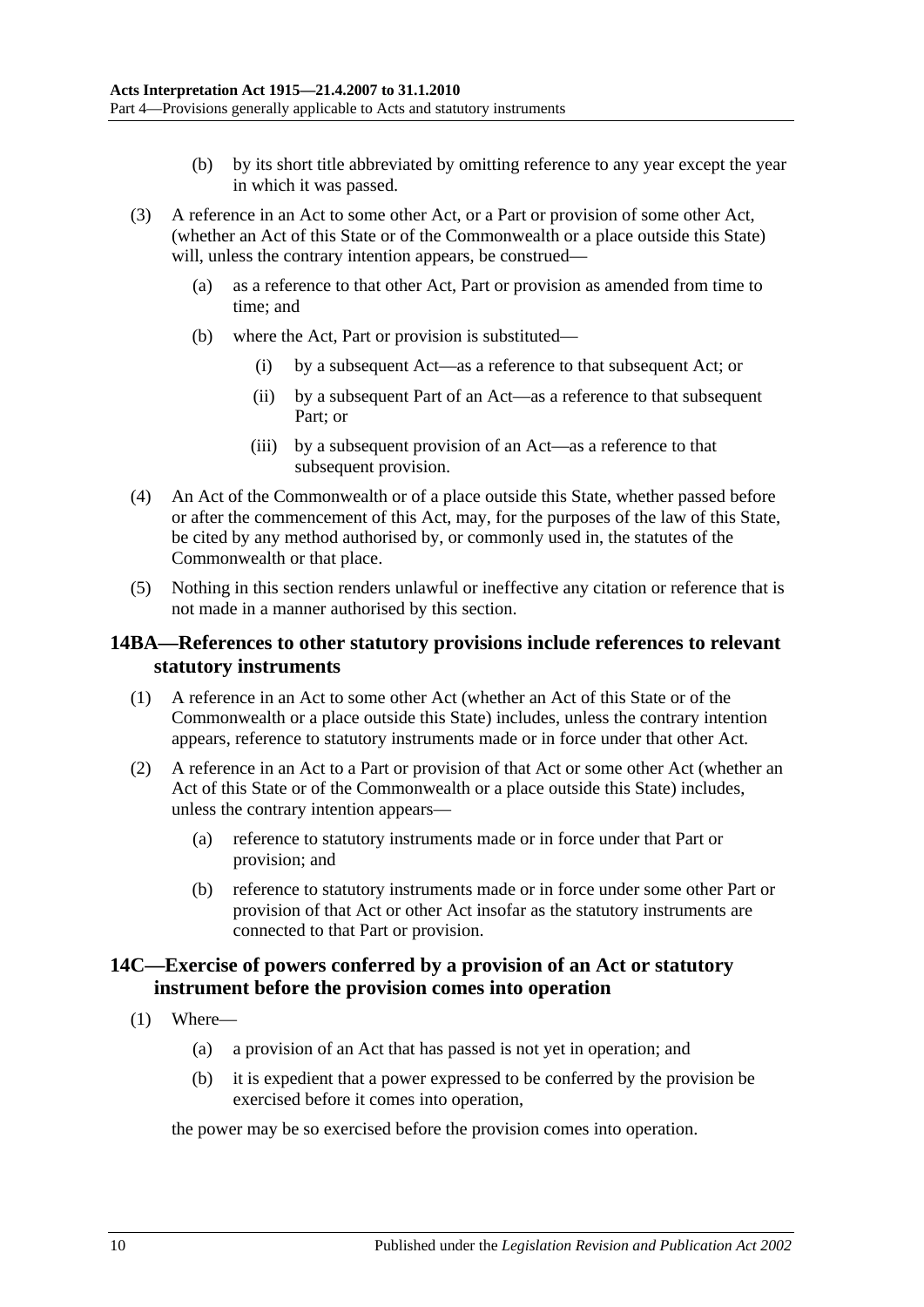(b) by its short title abbreviated by omitting reference to any year except the year in which it was passed.

(3) A reference in an Act to some other Act, or a Part or provision of some other Act, (whether an Act of this State or of the Commonwealth or a place outside this State) will, unless the contrary intention appears, be construed—

(a) as a reference to that other Act, Part or provision as amended from time to time; and

(b) where the Act, Part or provision is substituted—

(i) by a subsequent Act—as a reference to that subsequent Act; or

(ii) by a subsequent Part of an Act—as a reference to that subsequent Part; or

(iii) by a subsequent provision of an Act—as a reference to that subsequent provision.

(4) An Act of the Commonwealth or of a place outside this State, whether passed before or after the commencement of this Act, may, for the purposes of the law of this State, be cited by any method authorised by, or commonly used in, the statutes of the Commonwealth or that place.

(5) Nothing in this section renders unlawful or ineffective any citation or reference that is not made in a manner authorised by this section.

## 14BA—References to other statutory provisions include references to relevant statutory instruments

(1) A reference in an Act to some other Act (whether an Act of this State or of the Commonwealth or a place outside this State) includes, unless the contrary intention appears, reference to statutory instruments made or in force under that other Act.

(2) A reference in an Act to a Part or provision of that Act or some other Act (whether an Act of this State or of the Commonwealth or a place outside this State) includes, unless the contrary intention appears—

(a) reference to statutory instruments made or in force under that Part or provision; and

(b) reference to statutory instruments made or in force under some other Part or provision of that Act or other Act insofar as the statutory instruments are connected to that Part or provision.

## 14C—Exercise of powers conferred by a provision of an Act or statutory instrument before the provision comes into operation

(1) Where—

(a) a provision of an Act that has passed is not yet in operation; and

(b) it is expedient that a power expressed to be conferred by the provision be exercised before it comes into operation,

the power may be so exercised before the provision comes into operation.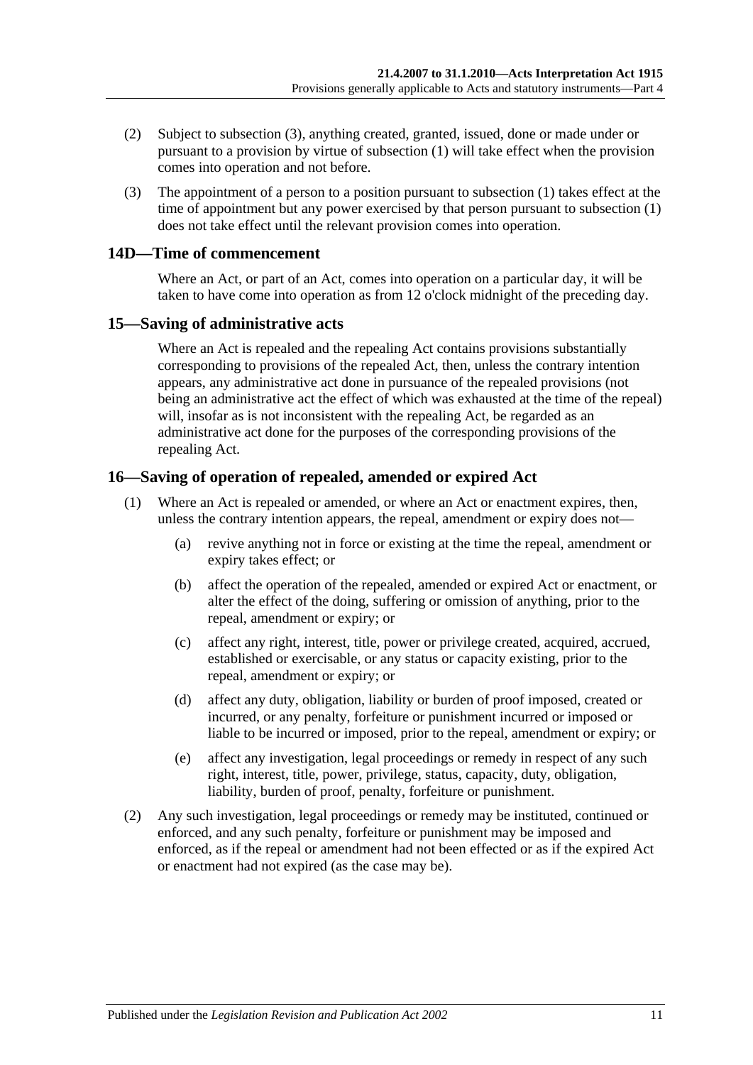(2) Subject to subsection (3), anything created, granted, issued, done or made under or pursuant to a provision by virtue of subsection (1) will take effect when the provision comes into operation and not before.

(3) The appointment of a person to a position pursuant to subsection (1) takes effect at the time of appointment but any power exercised by that person pursuant to subsection (1) does not take effect until the relevant provision comes into operation.

## 14D—Time of commencement

Where an Act, or part of an Act, comes into operation on a particular day, it will be taken to have come into operation as from 12 o'clock midnight of the preceding day.

## 15—Saving of administrative acts

Where an Act is repealed and the repealing Act contains provisions substantially corresponding to provisions of the repealed Act, then, unless the contrary intention appears, any administrative act done in pursuance of the repealed provisions (not being an administrative act the effect of which was exhausted at the time of the repeal) will, insofar as is not inconsistent with the repealing Act, be regarded as an administrative act done for the purposes of the corresponding provisions of the repealing Act.

## 16—Saving of operation of repealed, amended or expired Act

(1) Where an Act is repealed or amended, or where an Act or enactment expires, then, unless the contrary intention appears, the repeal, amendment or expiry does not—

(a) revive anything not in force or existing at the time the repeal, amendment or expiry takes effect; or

(b) affect the operation of the repealed, amended or expired Act or enactment, or alter the effect of the doing, suffering or omission of anything, prior to the repeal, amendment or expiry; or

(c) affect any right, interest, title, power or privilege created, acquired, accrued, established or exercisable, or any status or capacity existing, prior to the repeal, amendment or expiry; or

(d) affect any duty, obligation, liability or burden of proof imposed, created or incurred, or any penalty, forfeiture or punishment incurred or imposed or liable to be incurred or imposed, prior to the repeal, amendment or expiry; or

(e) affect any investigation, legal proceedings or remedy in respect of any such right, interest, title, power, privilege, status, capacity, duty, obligation, liability, burden of proof, penalty, forfeiture or punishment.

(2) Any such investigation, legal proceedings or remedy may be instituted, continued or enforced, and any such penalty, forfeiture or punishment may be imposed and enforced, as if the repeal or amendment had not been effected or as if the expired Act or enactment had not expired (as the case may be).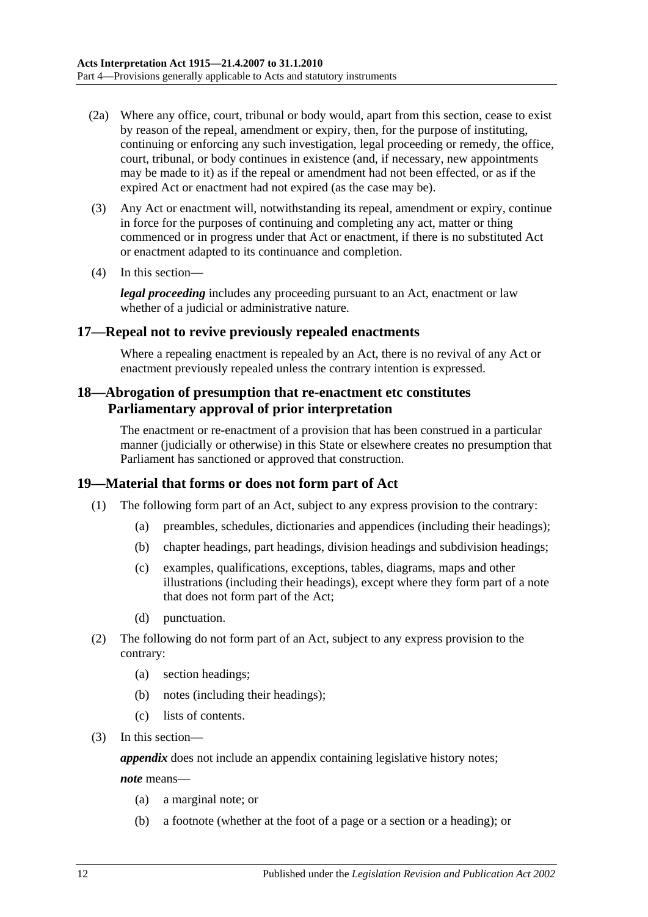(2a) Where any office, court, tribunal or body would, apart from this section, cease to exist by reason of the repeal, amendment or expiry, then, for the purpose of instituting, continuing or enforcing any such investigation, legal proceeding or remedy, the office, court, tribunal, or body continues in existence (and, if necessary, new appointments may be made to it) as if the repeal or amendment had not been effected, or as if the expired Act or enactment had not expired (as the case may be).

(3) Any Act or enactment will, notwithstanding its repeal, amendment or expiry, continue in force for the purposes of continuing and completing any act, matter or thing commenced or in progress under that Act or enactment, if there is no substituted Act or enactment adapted to its continuance and completion.

(4) In this section—

***legal proceeding*** includes any proceeding pursuant to an Act, enactment or law whether of a judicial or administrative nature.

## 17—Repeal not to revive previously repealed enactments

Where a repealing enactment is repealed by an Act, there is no revival of any Act or enactment previously repealed unless the contrary intention is expressed.

## 18—Abrogation of presumption that re-enactment etc constitutes Parliamentary approval of prior interpretation

The enactment or re-enactment of a provision that has been construed in a particular manner (judicially or otherwise) in this State or elsewhere creates no presumption that Parliament has sanctioned or approved that construction.

## 19—Material that forms or does not form part of Act

(1) The following form part of an Act, subject to any express provision to the contrary:

- (a) preambles, schedules, dictionaries and appendices (including their headings);
- (b) chapter headings, part headings, division headings and subdivision headings;
- (c) examples, qualifications, exceptions, tables, diagrams, maps and other illustrations (including their headings), except where they form part of a note that does not form part of the Act;
- (d) punctuation.

(2) The following do not form part of an Act, subject to any express provision to the contrary:

- (a) section headings;
- (b) notes (including their headings);
- (c) lists of contents.

(3) In this section—

***appendix*** does not include an appendix containing legislative history notes;

***note*** means—

- (a) a marginal note; or
- (b) a footnote (whether at the foot of a page or a section or a heading); or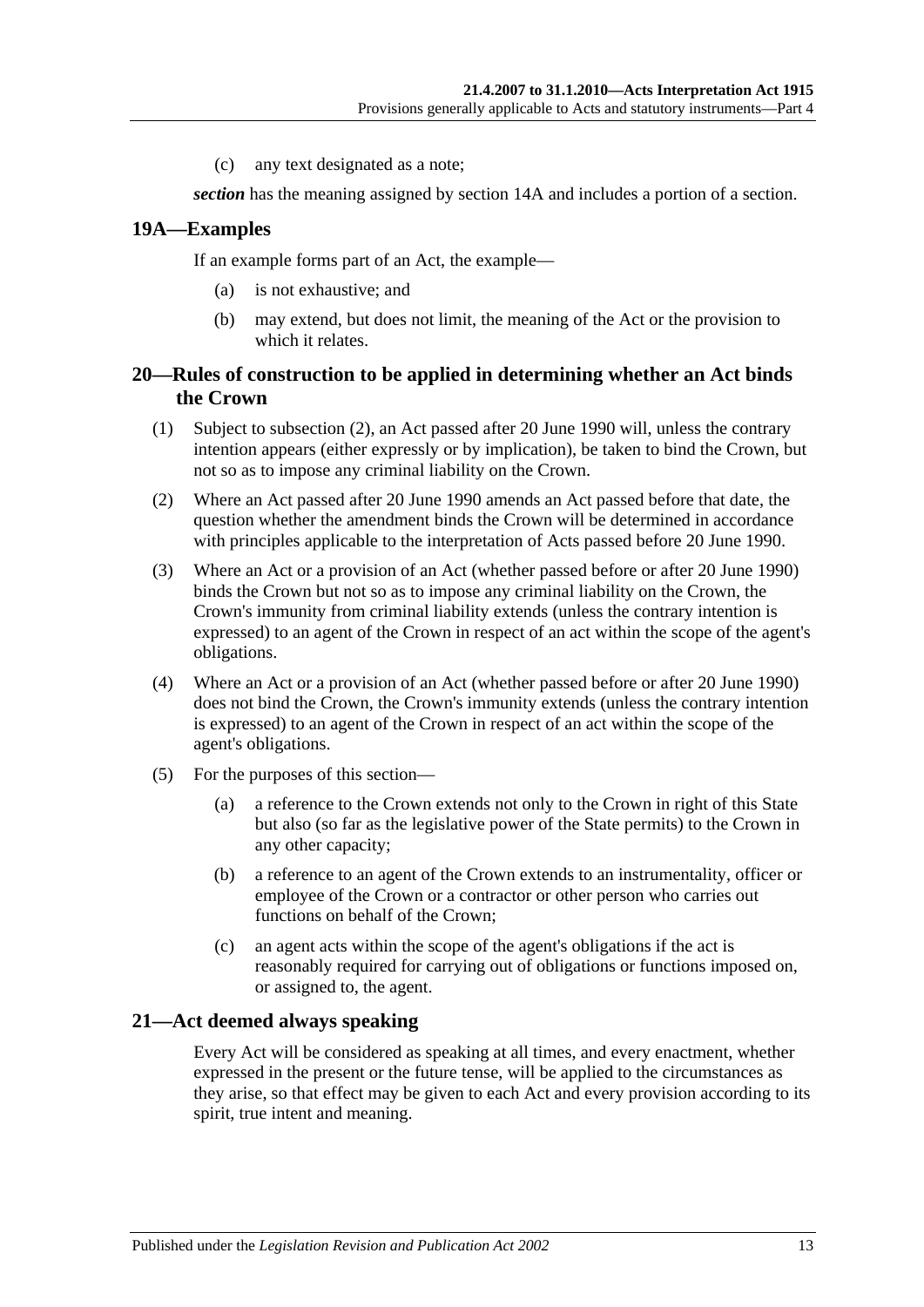(c) any text designated as a note;

***section*** has the meaning assigned by section 14A and includes a portion of a section.

## 19A—Examples

If an example forms part of an Act, the example—

(a) is not exhaustive; and

(b) may extend, but does not limit, the meaning of the Act or the provision to which it relates.

## 20—Rules of construction to be applied in determining whether an Act binds the Crown

(1) Subject to subsection (2), an Act passed after 20 June 1990 will, unless the contrary intention appears (either expressly or by implication), be taken to bind the Crown, but not so as to impose any criminal liability on the Crown.

(2) Where an Act passed after 20 June 1990 amends an Act passed before that date, the question whether the amendment binds the Crown will be determined in accordance with principles applicable to the interpretation of Acts passed before 20 June 1990.

(3) Where an Act or a provision of an Act (whether passed before or after 20 June 1990) binds the Crown but not so as to impose any criminal liability on the Crown, the Crown's immunity from criminal liability extends (unless the contrary intention is expressed) to an agent of the Crown in respect of an act within the scope of the agent's obligations.

(4) Where an Act or a provision of an Act (whether passed before or after 20 June 1990) does not bind the Crown, the Crown's immunity extends (unless the contrary intention is expressed) to an agent of the Crown in respect of an act within the scope of the agent's obligations.

(5) For the purposes of this section—

(a) a reference to the Crown extends not only to the Crown in right of this State but also (so far as the legislative power of the State permits) to the Crown in any other capacity;

(b) a reference to an agent of the Crown extends to an instrumentality, officer or employee of the Crown or a contractor or other person who carries out functions on behalf of the Crown;

(c) an agent acts within the scope of the agent's obligations if the act is reasonably required for carrying out of obligations or functions imposed on, or assigned to, the agent.

## 21—Act deemed always speaking

Every Act will be considered as speaking at all times, and every enactment, whether expressed in the present or the future tense, will be applied to the circumstances as they arise, so that effect may be given to each Act and every provision according to its spirit, true intent and meaning.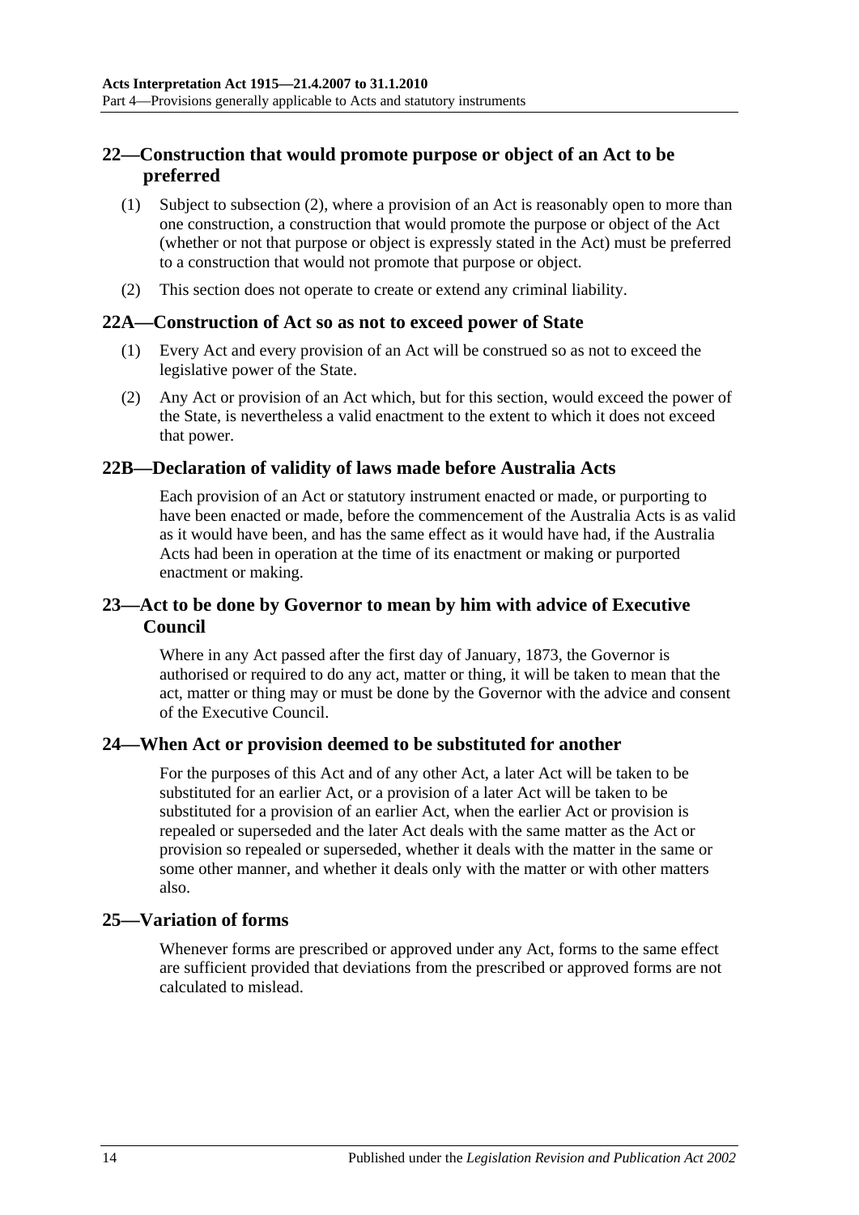## 22—Construction that would promote purpose or object of an Act to be preferred

(1) Subject to subsection (2), where a provision of an Act is reasonably open to more than one construction, a construction that would promote the purpose or object of the Act (whether or not that purpose or object is expressly stated in the Act) must be preferred to a construction that would not promote that purpose or object.

(2) This section does not operate to create or extend any criminal liability.

## 22A—Construction of Act so as not to exceed power of State

(1) Every Act and every provision of an Act will be construed so as not to exceed the legislative power of the State.

(2) Any Act or provision of an Act which, but for this section, would exceed the power of the State, is nevertheless a valid enactment to the extent to which it does not exceed that power.

## 22B—Declaration of validity of laws made before Australia Acts

Each provision of an Act or statutory instrument enacted or made, or purporting to have been enacted or made, before the commencement of the Australia Acts is as valid as it would have been, and has the same effect as it would have had, if the Australia Acts had been in operation at the time of its enactment or making or purported enactment or making.

## 23—Act to be done by Governor to mean by him with advice of Executive Council

Where in any Act passed after the first day of January, 1873, the Governor is authorised or required to do any act, matter or thing, it will be taken to mean that the act, matter or thing may or must be done by the Governor with the advice and consent of the Executive Council.

## 24—When Act or provision deemed to be substituted for another

For the purposes of this Act and of any other Act, a later Act will be taken to be substituted for an earlier Act, or a provision of a later Act will be taken to be substituted for a provision of an earlier Act, when the earlier Act or provision is repealed or superseded and the later Act deals with the same matter as the Act or provision so repealed or superseded, whether it deals with the matter in the same or some other manner, and whether it deals only with the matter or with other matters also.

## 25—Variation of forms

Whenever forms are prescribed or approved under any Act, forms to the same effect are sufficient provided that deviations from the prescribed or approved forms are not calculated to mislead.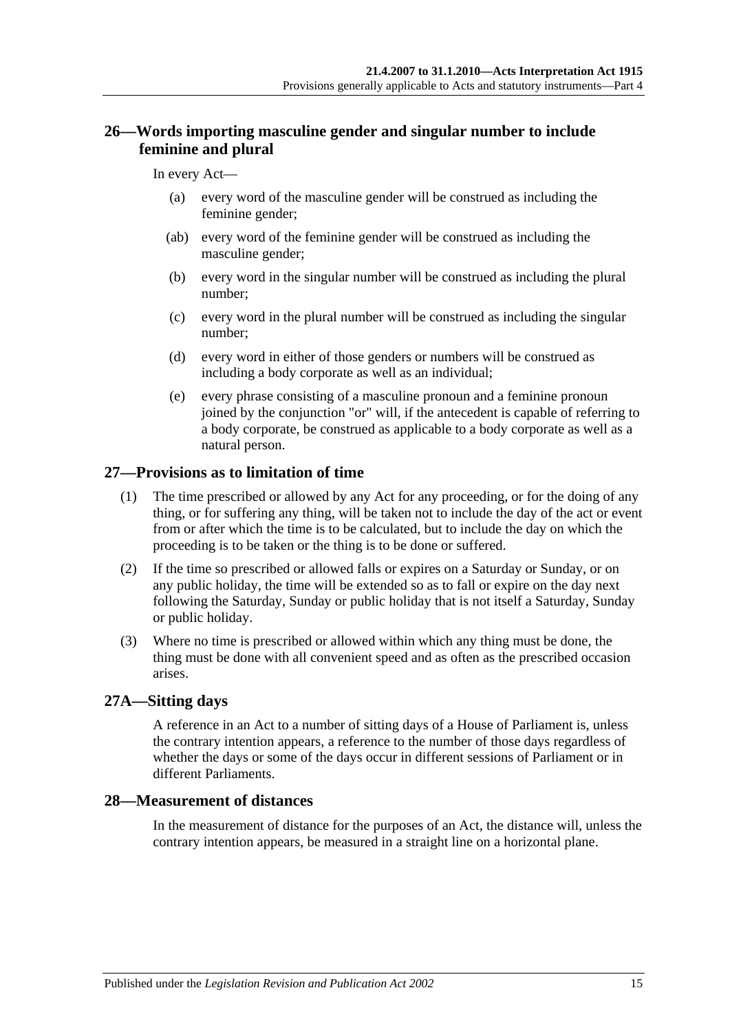## 26—Words importing masculine gender and singular number to include feminine and plural

In every Act—

- (a) every word of the masculine gender will be construed as including the feminine gender;
- (ab) every word of the feminine gender will be construed as including the masculine gender;
- (b) every word in the singular number will be construed as including the plural number;
- (c) every word in the plural number will be construed as including the singular number;
- (d) every word in either of those genders or numbers will be construed as including a body corporate as well as an individual;
- (e) every phrase consisting of a masculine pronoun and a feminine pronoun joined by the conjunction "or" will, if the antecedent is capable of referring to a body corporate, be construed as applicable to a body corporate as well as a natural person.

## 27—Provisions as to limitation of time

(1) The time prescribed or allowed by any Act for any proceeding, or for the doing of any thing, or for suffering any thing, will be taken not to include the day of the act or event from or after which the time is to be calculated, but to include the day on which the proceeding is to be taken or the thing is to be done or suffered.

(2) If the time so prescribed or allowed falls or expires on a Saturday or Sunday, or on any public holiday, the time will be extended so as to fall or expire on the day next following the Saturday, Sunday or public holiday that is not itself a Saturday, Sunday or public holiday.

(3) Where no time is prescribed or allowed within which any thing must be done, the thing must be done with all convenient speed and as often as the prescribed occasion arises.

## 27A—Sitting days

A reference in an Act to a number of sitting days of a House of Parliament is, unless the contrary intention appears, a reference to the number of those days regardless of whether the days or some of the days occur in different sessions of Parliament or in different Parliaments.

## 28—Measurement of distances

In the measurement of distance for the purposes of an Act, the distance will, unless the contrary intention appears, be measured in a straight line on a horizontal plane.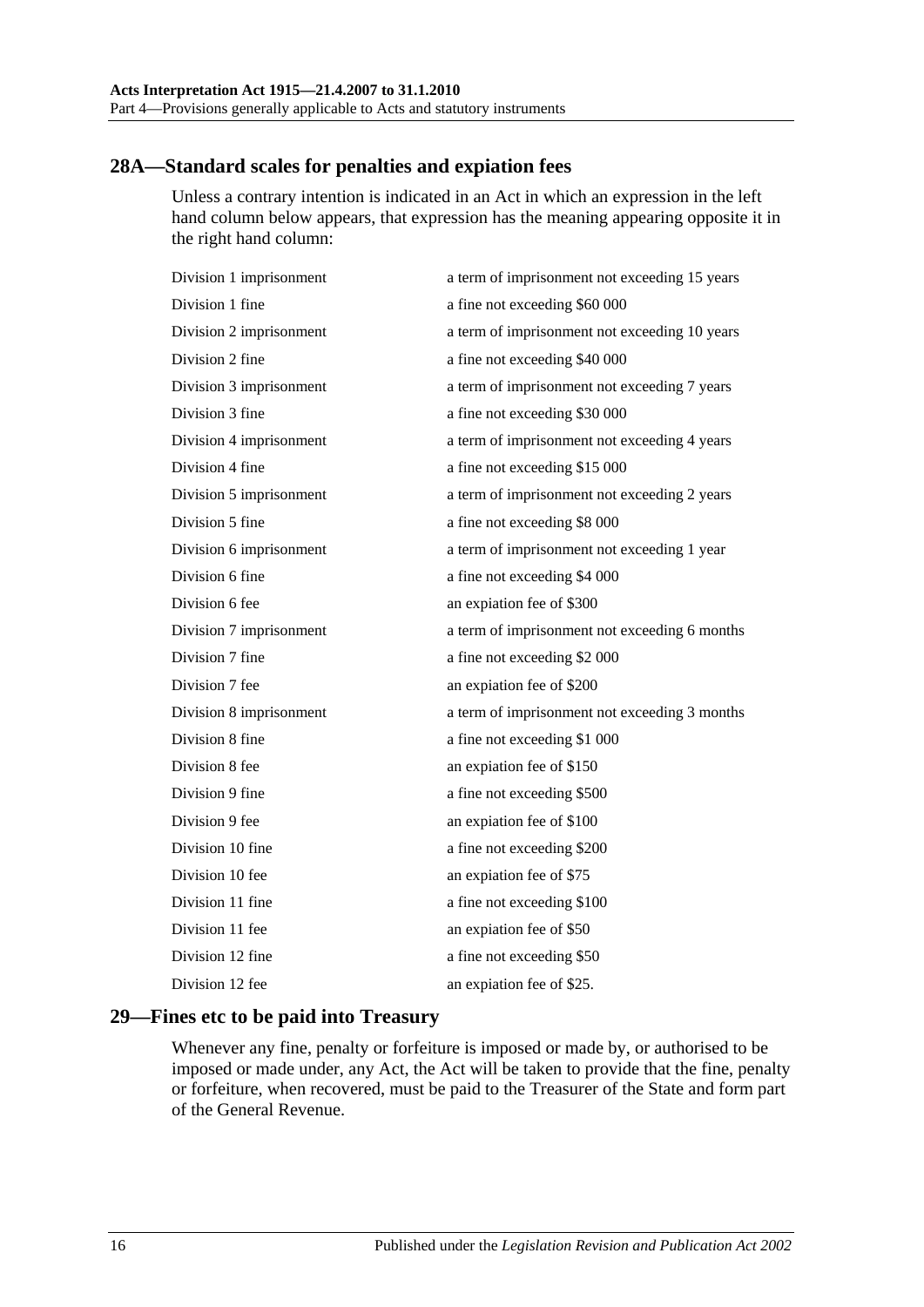## 28A—Standard scales for penalties and expiation fees

Unless a contrary intention is indicated in an Act in which an expression in the left hand column below appears, that expression has the meaning appearing opposite it in the right hand column:

| | |
|---|---|
| Division 1 imprisonment | a term of imprisonment not exceeding 15 years |
| Division 1 fine | a fine not exceeding $60 000 |
| Division 2 imprisonment | a term of imprisonment not exceeding 10 years |
| Division 2 fine | a fine not exceeding $40 000 |
| Division 3 imprisonment | a term of imprisonment not exceeding 7 years |
| Division 3 fine | a fine not exceeding $30 000 |
| Division 4 imprisonment | a term of imprisonment not exceeding 4 years |
| Division 4 fine | a fine not exceeding $15 000 |
| Division 5 imprisonment | a term of imprisonment not exceeding 2 years |
| Division 5 fine | a fine not exceeding $8 000 |
| Division 6 imprisonment | a term of imprisonment not exceeding 1 year |
| Division 6 fine | a fine not exceeding $4 000 |
| Division 6 fee | an expiation fee of $300 |
| Division 7 imprisonment | a term of imprisonment not exceeding 6 months |
| Division 7 fine | a fine not exceeding $2 000 |
| Division 7 fee | an expiation fee of $200 |
| Division 8 imprisonment | a term of imprisonment not exceeding 3 months |
| Division 8 fine | a fine not exceeding $1 000 |
| Division 8 fee | an expiation fee of $150 |
| Division 9 fine | a fine not exceeding $500 |
| Division 9 fee | an expiation fee of $100 |
| Division 10 fine | a fine not exceeding $200 |
| Division 10 fee | an expiation fee of $75 |
| Division 11 fine | a fine not exceeding $100 |
| Division 11 fee | an expiation fee of $50 |
| Division 12 fine | a fine not exceeding $50 |
| Division 12 fee | an expiation fee of $25. |

## 29—Fines etc to be paid into Treasury

Whenever any fine, penalty or forfeiture is imposed or made by, or authorised to be imposed or made under, any Act, the Act will be taken to provide that the fine, penalty or forfeiture, when recovered, must be paid to the Treasurer of the State and form part of the General Revenue.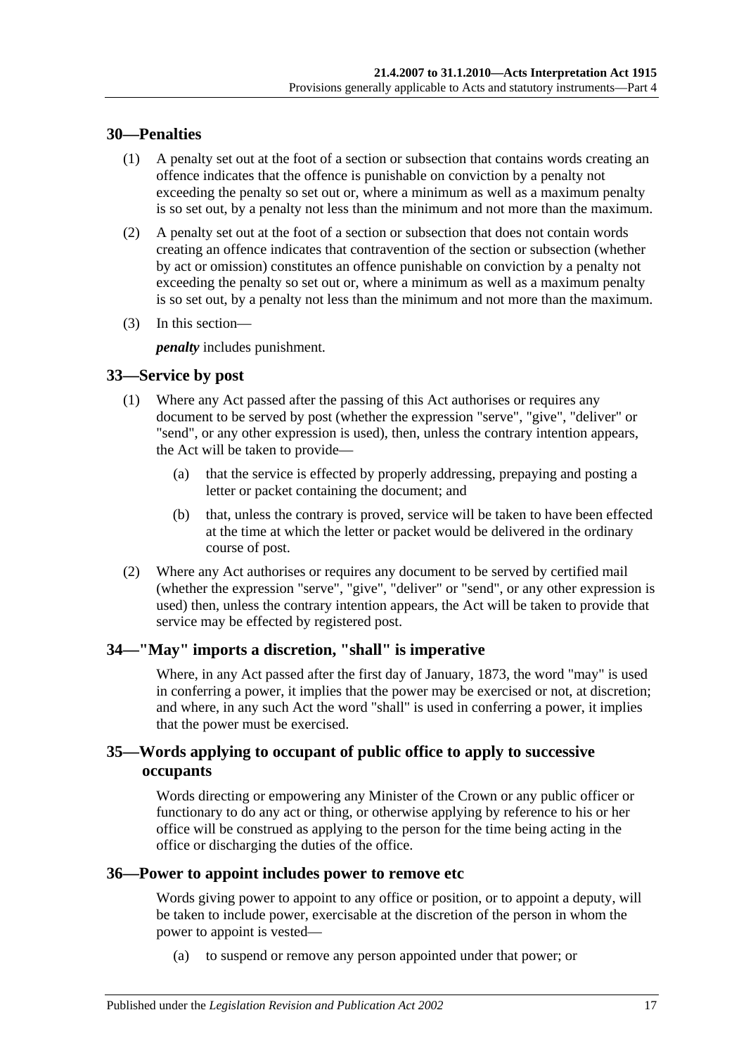## 30—Penalties

(1) A penalty set out at the foot of a section or subsection that contains words creating an offence indicates that the offence is punishable on conviction by a penalty not exceeding the penalty so set out or, where a minimum as well as a maximum penalty is so set out, by a penalty not less than the minimum and not more than the maximum.

(2) A penalty set out at the foot of a section or subsection that does not contain words creating an offence indicates that contravention of the section or subsection (whether by act or omission) constitutes an offence punishable on conviction by a penalty not exceeding the penalty so set out or, where a minimum as well as a maximum penalty is so set out, by a penalty not less than the minimum and not more than the maximum.

(3) In this section—

***penalty*** includes punishment.

## 33—Service by post

(1) Where any Act passed after the passing of this Act authorises or requires any document to be served by post (whether the expression "serve", "give", "deliver" or "send", or any other expression is used), then, unless the contrary intention appears, the Act will be taken to provide—

(a) that the service is effected by properly addressing, prepaying and posting a letter or packet containing the document; and

(b) that, unless the contrary is proved, service will be taken to have been effected at the time at which the letter or packet would be delivered in the ordinary course of post.

(2) Where any Act authorises or requires any document to be served by certified mail (whether the expression "serve", "give", "deliver" or "send", or any other expression is used) then, unless the contrary intention appears, the Act will be taken to provide that service may be effected by registered post.

## 34—"May" imports a discretion, "shall" is imperative

Where, in any Act passed after the first day of January, 1873, the word "may" is used in conferring a power, it implies that the power may be exercised or not, at discretion; and where, in any such Act the word "shall" is used in conferring a power, it implies that the power must be exercised.

## 35—Words applying to occupant of public office to apply to successive occupants

Words directing or empowering any Minister of the Crown or any public officer or functionary to do any act or thing, or otherwise applying by reference to his or her office will be construed as applying to the person for the time being acting in the office or discharging the duties of the office.

## 36—Power to appoint includes power to remove etc

Words giving power to appoint to any office or position, or to appoint a deputy, will be taken to include power, exercisable at the discretion of the person in whom the power to appoint is vested—

(a) to suspend or remove any person appointed under that power; or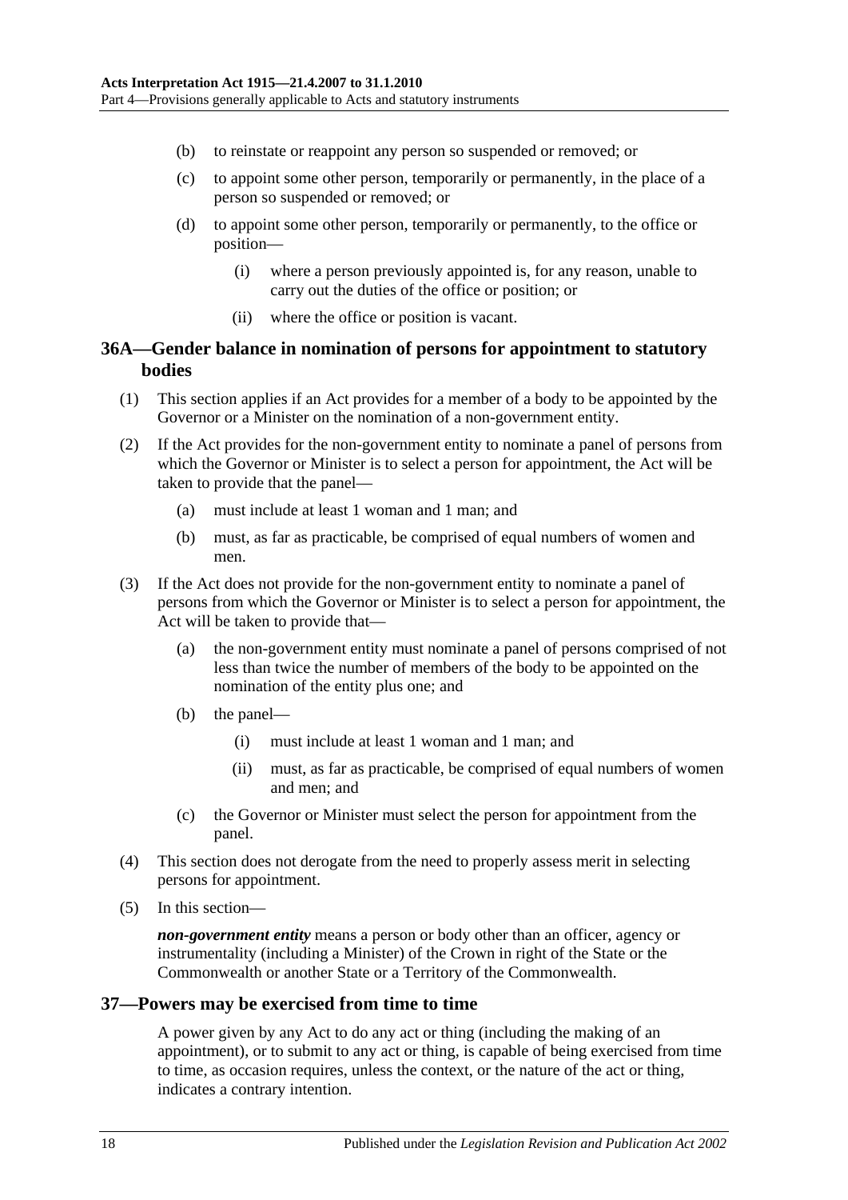(b) to reinstate or reappoint any person so suspended or removed; or

(c) to appoint some other person, temporarily or permanently, in the place of a person so suspended or removed; or

(d) to appoint some other person, temporarily or permanently, to the office or position—

(i) where a person previously appointed is, for any reason, unable to carry out the duties of the office or position; or

(ii) where the office or position is vacant.

## 36A—Gender balance in nomination of persons for appointment to statutory bodies

(1) This section applies if an Act provides for a member of a body to be appointed by the Governor or a Minister on the nomination of a non-government entity.

(2) If the Act provides for the non-government entity to nominate a panel of persons from which the Governor or Minister is to select a person for appointment, the Act will be taken to provide that the panel—

(a) must include at least 1 woman and 1 man; and

(b) must, as far as practicable, be comprised of equal numbers of women and men.

(3) If the Act does not provide for the non-government entity to nominate a panel of persons from which the Governor or Minister is to select a person for appointment, the Act will be taken to provide that—

(a) the non-government entity must nominate a panel of persons comprised of not less than twice the number of members of the body to be appointed on the nomination of the entity plus one; and

(b) the panel—

(i) must include at least 1 woman and 1 man; and

(ii) must, as far as practicable, be comprised of equal numbers of women and men; and

(c) the Governor or Minister must select the person for appointment from the panel.

(4) This section does not derogate from the need to properly assess merit in selecting persons for appointment.

(5) In this section—

***non-government entity*** means a person or body other than an officer, agency or instrumentality (including a Minister) of the Crown in right of the State or the Commonwealth or another State or a Territory of the Commonwealth.

## 37—Powers may be exercised from time to time

A power given by any Act to do any act or thing (including the making of an appointment), or to submit to any act or thing, is capable of being exercised from time to time, as occasion requires, unless the context, or the nature of the act or thing, indicates a contrary intention.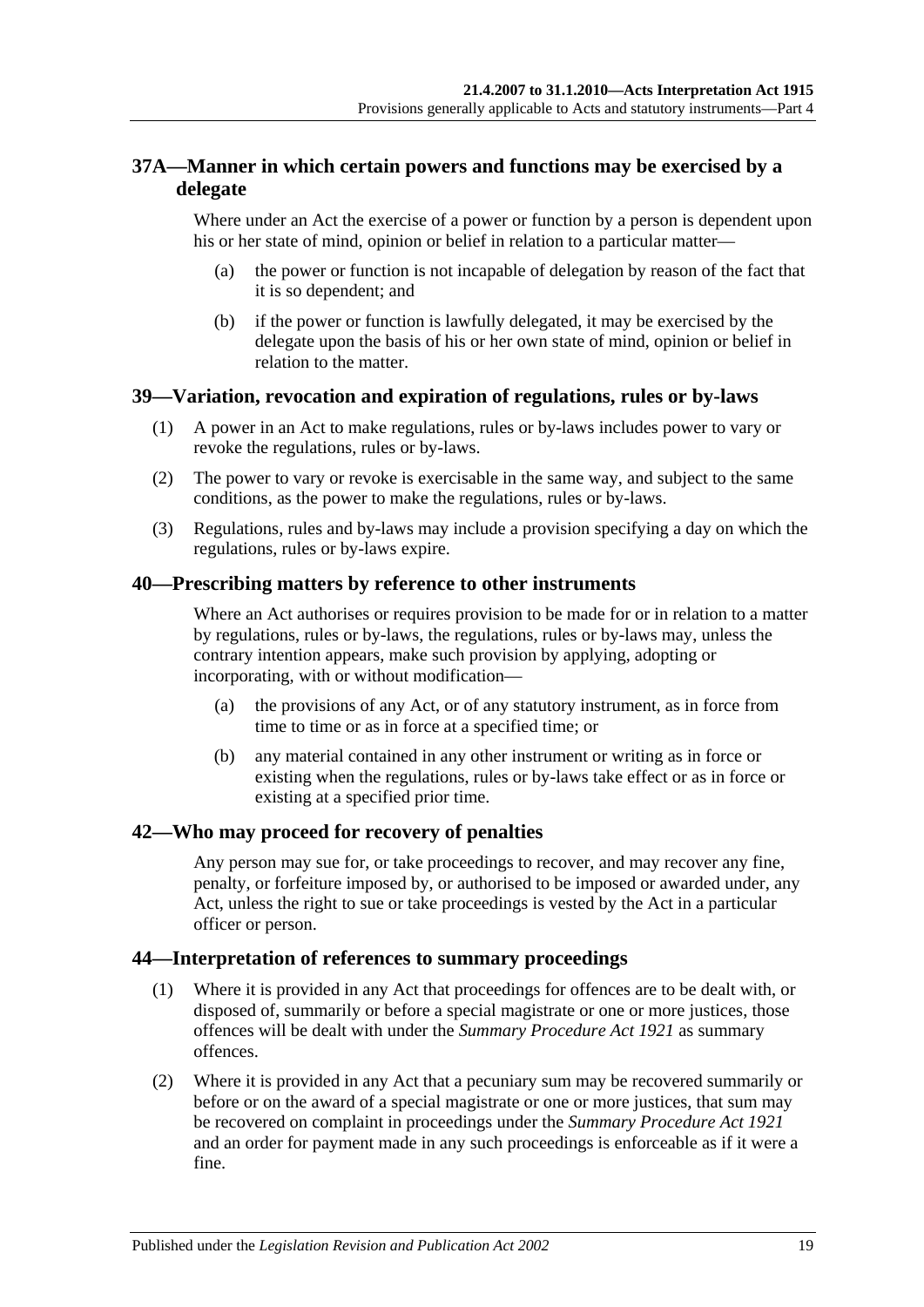## 37A—Manner in which certain powers and functions may be exercised by a delegate

Where under an Act the exercise of a power or function by a person is dependent upon his or her state of mind, opinion or belief in relation to a particular matter—

(a) the power or function is not incapable of delegation by reason of the fact that it is so dependent; and

(b) if the power or function is lawfully delegated, it may be exercised by the delegate upon the basis of his or her own state of mind, opinion or belief in relation to the matter.

## 39—Variation, revocation and expiration of regulations, rules or by-laws

(1) A power in an Act to make regulations, rules or by-laws includes power to vary or revoke the regulations, rules or by-laws.

(2) The power to vary or revoke is exercisable in the same way, and subject to the same conditions, as the power to make the regulations, rules or by-laws.

(3) Regulations, rules and by-laws may include a provision specifying a day on which the regulations, rules or by-laws expire.

## 40—Prescribing matters by reference to other instruments

Where an Act authorises or requires provision to be made for or in relation to a matter by regulations, rules or by-laws, the regulations, rules or by-laws may, unless the contrary intention appears, make such provision by applying, adopting or incorporating, with or without modification—

(a) the provisions of any Act, or of any statutory instrument, as in force from time to time or as in force at a specified time; or

(b) any material contained in any other instrument or writing as in force or existing when the regulations, rules or by-laws take effect or as in force or existing at a specified prior time.

## 42—Who may proceed for recovery of penalties

Any person may sue for, or take proceedings to recover, and may recover any fine, penalty, or forfeiture imposed by, or authorised to be imposed or awarded under, any Act, unless the right to sue or take proceedings is vested by the Act in a particular officer or person.

## 44—Interpretation of references to summary proceedings

(1) Where it is provided in any Act that proceedings for offences are to be dealt with, or disposed of, summarily or before a special magistrate or one or more justices, those offences will be dealt with under the *Summary Procedure Act 1921* as summary offences.

(2) Where it is provided in any Act that a pecuniary sum may be recovered summarily or before or on the award of a special magistrate or one or more justices, that sum may be recovered on complaint in proceedings under the *Summary Procedure Act 1921* and an order for payment made in any such proceedings is enforceable as if it were a fine.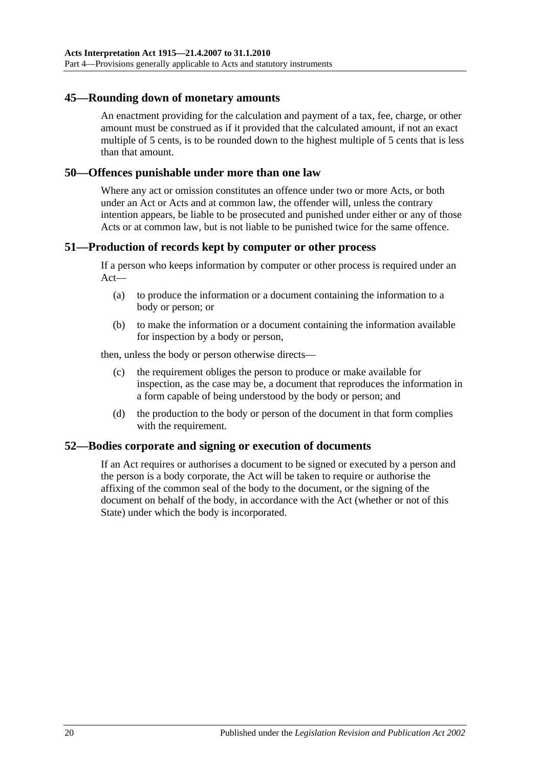## 45—Rounding down of monetary amounts

An enactment providing for the calculation and payment of a tax, fee, charge, or other amount must be construed as if it provided that the calculated amount, if not an exact multiple of 5 cents, is to be rounded down to the highest multiple of 5 cents that is less than that amount.

## 50—Offences punishable under more than one law

Where any act or omission constitutes an offence under two or more Acts, or both under an Act or Acts and at common law, the offender will, unless the contrary intention appears, be liable to be prosecuted and punished under either or any of those Acts or at common law, but is not liable to be punished twice for the same offence.

## 51—Production of records kept by computer or other process

If a person who keeps information by computer or other process is required under an Act—

(a) to produce the information or a document containing the information to a body or person; or

(b) to make the information or a document containing the information available for inspection by a body or person,

then, unless the body or person otherwise directs—

(c) the requirement obliges the person to produce or make available for inspection, as the case may be, a document that reproduces the information in a form capable of being understood by the body or person; and

(d) the production to the body or person of the document in that form complies with the requirement.

## 52—Bodies corporate and signing or execution of documents

If an Act requires or authorises a document to be signed or executed by a person and the person is a body corporate, the Act will be taken to require or authorise the affixing of the common seal of the body to the document, or the signing of the document on behalf of the body, in accordance with the Act (whether or not of this State) under which the body is incorporated.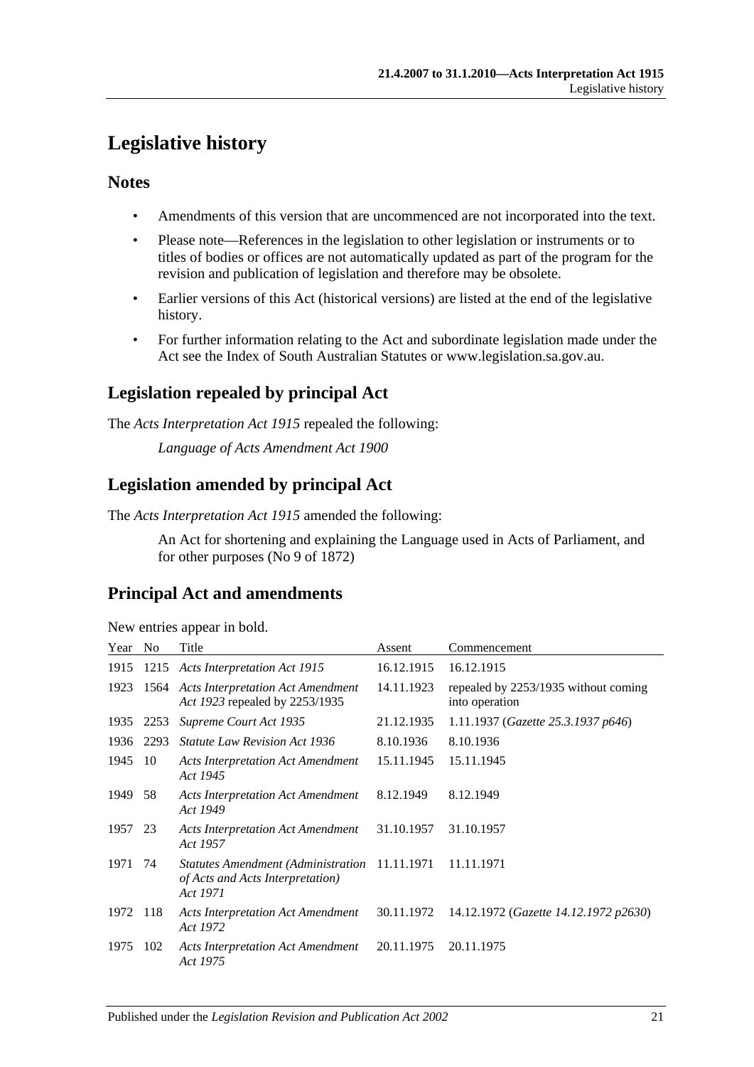# Legislative history

## Notes

- Amendments of this version that are uncommenced are not incorporated into the text.
- Please note—References in the legislation to other legislation or instruments or to titles of bodies or offices are not automatically updated as part of the program for the revision and publication of legislation and therefore may be obsolete.
- Earlier versions of this Act (historical versions) are listed at the end of the legislative history.
- For further information relating to the Act and subordinate legislation made under the Act see the Index of South Australian Statutes or www.legislation.sa.gov.au.

## Legislation repealed by principal Act

The *Acts Interpretation Act 1915* repealed the following:

*Language of Acts Amendment Act 1900*

## Legislation amended by principal Act

The *Acts Interpretation Act 1915* amended the following:

An Act for shortening and explaining the Language used in Acts of Parliament, and for other purposes (No 9 of 1872)

## Principal Act and amendments

New entries appear in bold.

| Year | No | Title | Assent | Commencement |
|---|---|---|---|---|
| 1915 | 1215 | *Acts Interpretation Act 1915* | 16.12.1915 | 16.12.1915 |
| 1923 | 1564 | *Acts Interpretation Act Amendment Act 1923* repealed by 2253/1935 | 14.11.1923 | repealed by 2253/1935 without coming into operation |
| 1935 | 2253 | *Supreme Court Act 1935* | 21.12.1935 | 1.11.1937 (*Gazette 25.3.1937 p646*) |
| 1936 | 2293 | *Statute Law Revision Act 1936* | 8.10.1936 | 8.10.1936 |
| 1945 | 10 | *Acts Interpretation Act Amendment Act 1945* | 15.11.1945 | 15.11.1945 |
| 1949 | 58 | *Acts Interpretation Act Amendment Act 1949* | 8.12.1949 | 8.12.1949 |
| 1957 | 23 | *Acts Interpretation Act Amendment Act 1957* | 31.10.1957 | 31.10.1957 |
| 1971 | 74 | *Statutes Amendment (Administration of Acts and Acts Interpretation) Act 1971* | 11.11.1971 | 11.11.1971 |
| 1972 | 118 | *Acts Interpretation Act Amendment Act 1972* | 30.11.1972 | 14.12.1972 (*Gazette 14.12.1972 p2630*) |
| 1975 | 102 | *Acts Interpretation Act Amendment Act 1975* | 20.11.1975 | 20.11.1975 |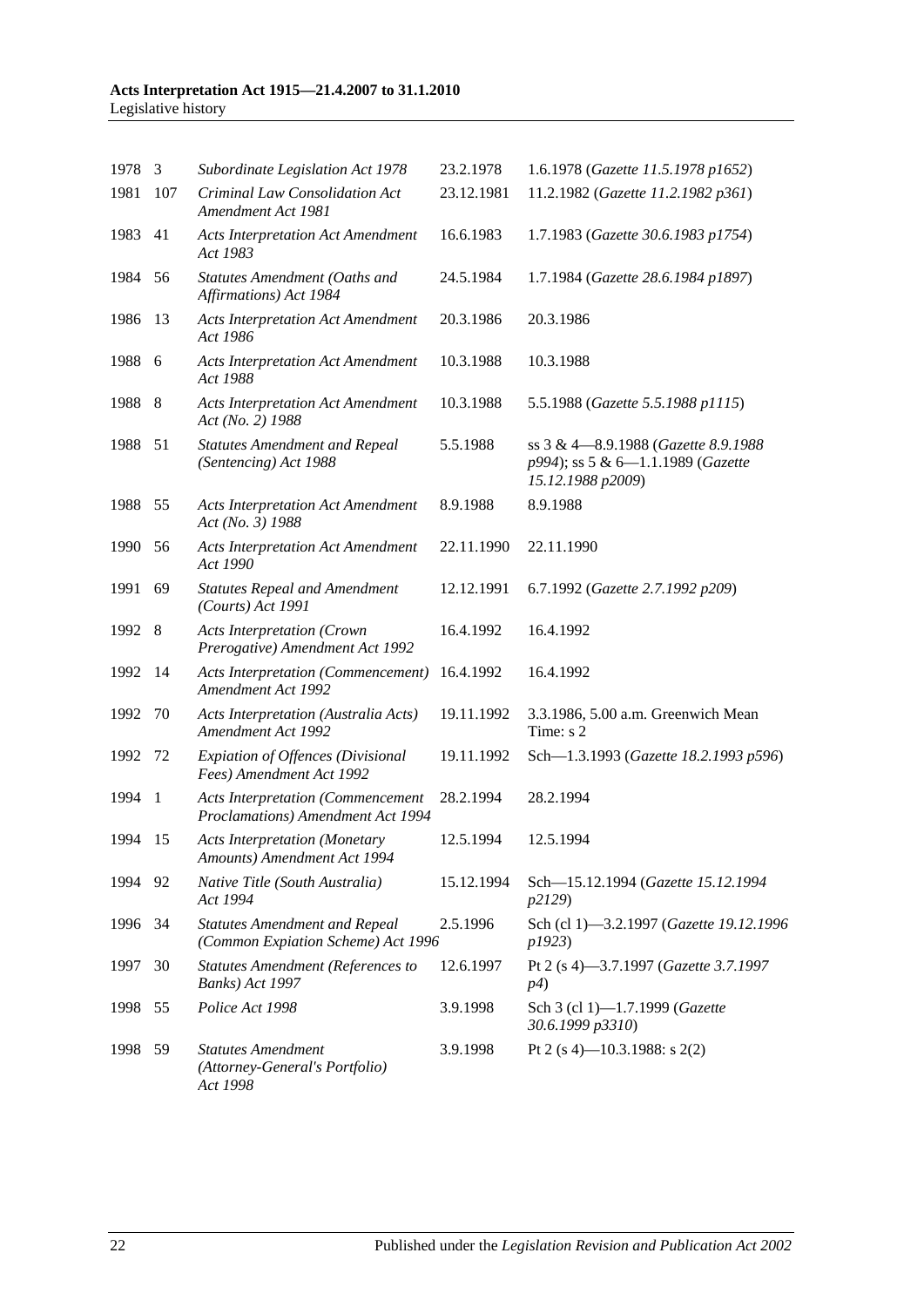| | | | | |
|---|---|---|---|---|
| 1978 | 3 | *Subordinate Legislation Act 1978* | 23.2.1978 | 1.6.1978 (*Gazette 11.5.1978 p1652*) |
| 1981 | 107 | *Criminal Law Consolidation Act Amendment Act 1981* | 23.12.1981 | 11.2.1982 (*Gazette 11.2.1982 p361*) |
| 1983 | 41 | *Acts Interpretation Act Amendment Act 1983* | 16.6.1983 | 1.7.1983 (*Gazette 30.6.1983 p1754*) |
| 1984 | 56 | *Statutes Amendment (Oaths and Affirmations) Act 1984* | 24.5.1984 | 1.7.1984 (*Gazette 28.6.1984 p1897*) |
| 1986 | 13 | *Acts Interpretation Act Amendment Act 1986* | 20.3.1986 | 20.3.1986 |
| 1988 | 6 | *Acts Interpretation Act Amendment Act 1988* | 10.3.1988 | 10.3.1988 |
| 1988 | 8 | *Acts Interpretation Act Amendment Act (No. 2) 1988* | 10.3.1988 | 5.5.1988 (*Gazette 5.5.1988 p1115*) |
| 1988 | 51 | *Statutes Amendment and Repeal (Sentencing) Act 1988* | 5.5.1988 | ss 3 & 4—8.9.1988 (*Gazette 8.9.1988 p994*); ss 5 & 6—1.1.1989 (*Gazette 15.12.1988 p2009*) |
| 1988 | 55 | *Acts Interpretation Act Amendment Act (No. 3) 1988* | 8.9.1988 | 8.9.1988 |
| 1990 | 56 | *Acts Interpretation Act Amendment Act 1990* | 22.11.1990 | 22.11.1990 |
| 1991 | 69 | *Statutes Repeal and Amendment (Courts) Act 1991* | 12.12.1991 | 6.7.1992 (*Gazette 2.7.1992 p209*) |
| 1992 | 8 | *Acts Interpretation (Crown Prerogative) Amendment Act 1992* | 16.4.1992 | 16.4.1992 |
| 1992 | 14 | *Acts Interpretation (Commencement) Amendment Act 1992* | 16.4.1992 | 16.4.1992 |
| 1992 | 70 | *Acts Interpretation (Australia Acts) Amendment Act 1992* | 19.11.1992 | 3.3.1986, 5.00 a.m. Greenwich Mean Time: s 2 |
| 1992 | 72 | *Expiation of Offences (Divisional Fees) Amendment Act 1992* | 19.11.1992 | Sch—1.3.1993 (*Gazette 18.2.1993 p596*) |
| 1994 | 1 | *Acts Interpretation (Commencement Proclamations) Amendment Act 1994* | 28.2.1994 | 28.2.1994 |
| 1994 | 15 | *Acts Interpretation (Monetary Amounts) Amendment Act 1994* | 12.5.1994 | 12.5.1994 |
| 1994 | 92 | *Native Title (South Australia) Act 1994* | 15.12.1994 | Sch—15.12.1994 (*Gazette 15.12.1994 p2129*) |
| 1996 | 34 | *Statutes Amendment and Repeal (Common Expiation Scheme) Act 1996* | 2.5.1996 | Sch (cl 1)—3.2.1997 (*Gazette 19.12.1996 p1923*) |
| 1997 | 30 | *Statutes Amendment (References to Banks) Act 1997* | 12.6.1997 | Pt 2 (s 4)—3.7.1997 (*Gazette 3.7.1997 p4*) |
| 1998 | 55 | *Police Act 1998* | 3.9.1998 | Sch 3 (cl 1)—1.7.1999 (*Gazette 30.6.1999 p3310*) |
| 1998 | 59 | *Statutes Amendment (Attorney-General's Portfolio) Act 1998* | 3.9.1998 | Pt 2 (s 4)—10.3.1988: s 2(2) |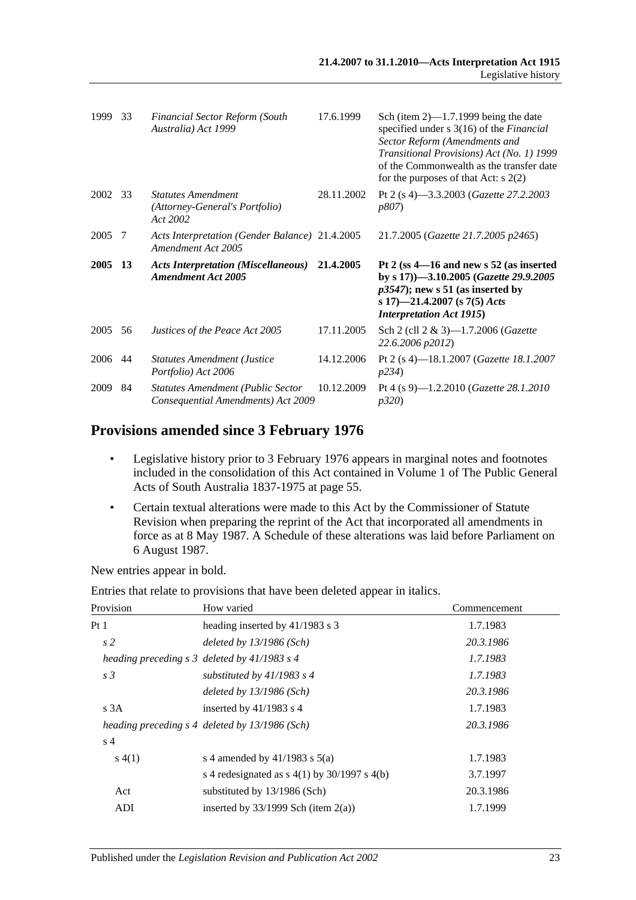| | | | | |
|---|---|---|---|---|
| 1999 | 33 | *Financial Sector Reform (South Australia) Act 1999* | 17.6.1999 | Sch (item 2)—1.7.1999 being the date specified under s 3(16) of the *Financial Sector Reform (Amendments and Transitional Provisions) Act (No. 1) 1999* of the Commonwealth as the transfer date for the purposes of that Act: s 2(2) |
| 2002 | 33 | *Statutes Amendment (Attorney-General's Portfolio) Act 2002* | 28.11.2002 | Pt 2 (s 4)—3.3.2003 (*Gazette 27.2.2003 p807*) |
| 2005 | 7 | *Acts Interpretation (Gender Balance) Amendment Act 2005* | 21.4.2005 | 21.7.2005 (*Gazette 21.7.2005 p2465*) |
| **2005** | **13** | ***Acts Interpretation (Miscellaneous) Amendment Act 2005*** | **21.4.2005** | **Pt 2 (ss 4—16 and new s 52 (as inserted by s 17))—3.10.2005 (*Gazette 29.9.2005 p3547*); new s 51 (as inserted by s 17)—21.4.2007 (s 7(5) *Acts Interpretation Act 1915*)** |
| 2005 | 56 | *Justices of the Peace Act 2005* | 17.11.2005 | Sch 2 (cll 2 & 3)—1.7.2006 (*Gazette 22.6.2006 p2012*) |
| 2006 | 44 | *Statutes Amendment (Justice Portfolio) Act 2006* | 14.12.2006 | Pt 2 (s 4)—18.1.2007 (*Gazette 18.1.2007 p234*) |
| 2009 | 84 | *Statutes Amendment (Public Sector Consequential Amendments) Act 2009* | 10.12.2009 | Pt 4 (s 9)—1.2.2010 (*Gazette 28.1.2010 p320*) |

## Provisions amended since 3 February 1976

- Legislative history prior to 3 February 1976 appears in marginal notes and footnotes included in the consolidation of this Act contained in Volume 1 of The Public General Acts of South Australia 1837-1975 at page 55.
- Certain textual alterations were made to this Act by the Commissioner of Statute Revision when preparing the reprint of the Act that incorporated all amendments in force as at 8 May 1987. A Schedule of these alterations was laid before Parliament on 6 August 1987.

New entries appear in bold.

Entries that relate to provisions that have been deleted appear in italics.

| Provision | How varied | Commencement |
|---|---|---|
| Pt 1 | heading inserted by 41/1983 s 3 | 1.7.1983 |
| *s 2* | *deleted by 13/1986 (Sch)* | *20.3.1986* |
| *heading preceding s 3* | *deleted by 41/1983 s 4* | *1.7.1983* |
| *s 3* | *substituted by 41/1983 s 4* | *1.7.1983* |
| | *deleted by 13/1986 (Sch)* | *20.3.1986* |
| s 3A | inserted by 41/1983 s 4 | 1.7.1983 |
| *heading preceding s 4* | *deleted by 13/1986 (Sch)* | *20.3.1986* |
| s 4 | | |
| s 4(1) | s 4 amended by 41/1983 s 5(a) | 1.7.1983 |
| | s 4 redesignated as s 4(1) by 30/1997 s 4(b) | 3.7.1997 |
| Act | substituted by 13/1986 (Sch) | 20.3.1986 |
| ADI | inserted by 33/1999 Sch (item 2(a)) | 1.7.1999 |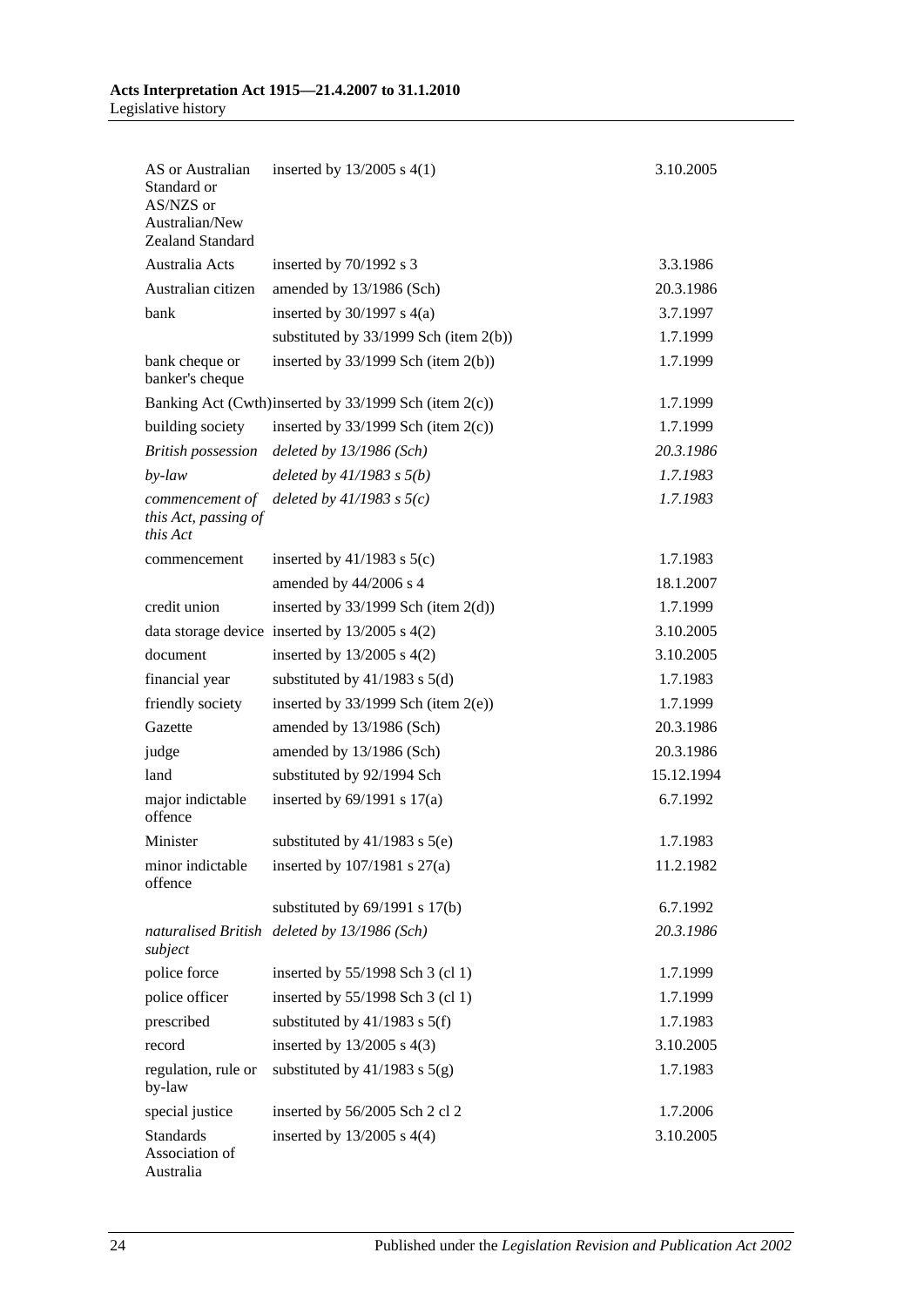| | | |
|---|---|---|
| AS or Australian Standard or AS/NZS or Australian/New Zealand Standard | inserted by 13/2005 s 4(1) | 3.10.2005 |
| Australia Acts | inserted by 70/1992 s 3 | 3.3.1986 |
| Australian citizen | amended by 13/1986 (Sch) | 20.3.1986 |
| bank | inserted by 30/1997 s 4(a) | 3.7.1997 |
| | substituted by 33/1999 Sch (item 2(b)) | 1.7.1999 |
| bank cheque or banker's cheque | inserted by 33/1999 Sch (item 2(b)) | 1.7.1999 |
| Banking Act (Cwth) | inserted by 33/1999 Sch (item 2(c)) | 1.7.1999 |
| building society | inserted by 33/1999 Sch (item 2(c)) | 1.7.1999 |
| *British possession* | *deleted by 13/1986 (Sch)* | *20.3.1986* |
| *by-law* | *deleted by 41/1983 s 5(b)* | *1.7.1983* |
| *commencement of this Act, passing of this Act* | *deleted by 41/1983 s 5(c)* | *1.7.1983* |
| commencement | inserted by 41/1983 s 5(c) | 1.7.1983 |
| | amended by 44/2006 s 4 | 18.1.2007 |
| credit union | inserted by 33/1999 Sch (item 2(d)) | 1.7.1999 |
| data storage device | inserted by 13/2005 s 4(2) | 3.10.2005 |
| document | inserted by 13/2005 s 4(2) | 3.10.2005 |
| financial year | substituted by 41/1983 s 5(d) | 1.7.1983 |
| friendly society | inserted by 33/1999 Sch (item 2(e)) | 1.7.1999 |
| Gazette | amended by 13/1986 (Sch) | 20.3.1986 |
| judge | amended by 13/1986 (Sch) | 20.3.1986 |
| land | substituted by 92/1994 Sch | 15.12.1994 |
| major indictable offence | inserted by 69/1991 s 17(a) | 6.7.1992 |
| Minister | substituted by 41/1983 s 5(e) | 1.7.1983 |
| minor indictable offence | inserted by 107/1981 s 27(a) | 11.2.1982 |
| | substituted by 69/1991 s 17(b) | 6.7.1992 |
| *naturalised British subject* | *deleted by 13/1986 (Sch)* | *20.3.1986* |
| police force | inserted by 55/1998 Sch 3 (cl 1) | 1.7.1999 |
| police officer | inserted by 55/1998 Sch 3 (cl 1) | 1.7.1999 |
| prescribed | substituted by 41/1983 s 5(f) | 1.7.1983 |
| record | inserted by 13/2005 s 4(3) | 3.10.2005 |
| regulation, rule or by-law | substituted by 41/1983 s 5(g) | 1.7.1983 |
| special justice | inserted by 56/2005 Sch 2 cl 2 | 1.7.2006 |
| Standards Association of Australia | inserted by 13/2005 s 4(4) | 3.10.2005 |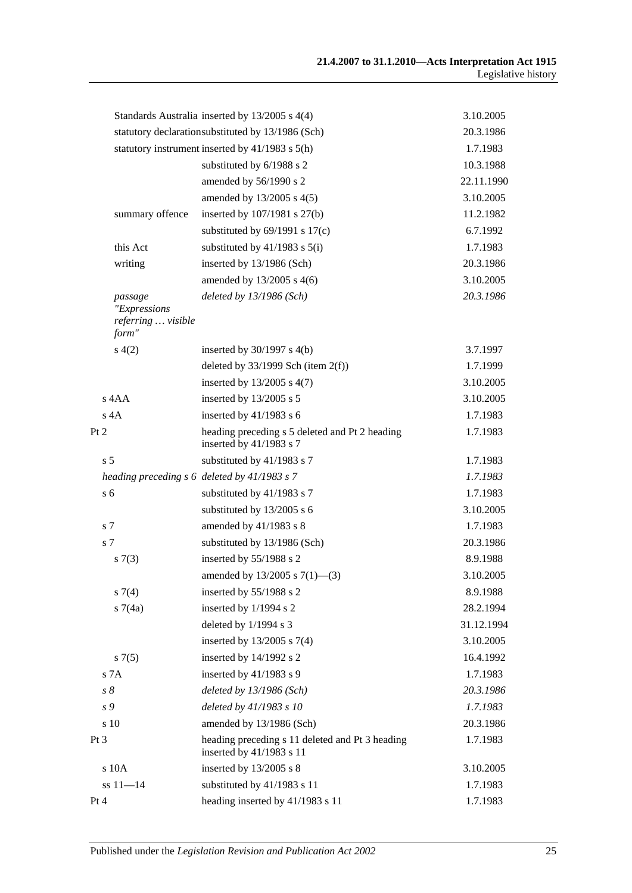| | | |
|---|---|---|
| Standards Australia | inserted by 13/2005 s 4(4) | 3.10.2005 |
| statutory declaration | substituted by 13/1986 (Sch) | 20.3.1986 |
| statutory instrument | inserted by 41/1983 s 5(h) | 1.7.1983 |
| | substituted by 6/1988 s 2 | 10.3.1988 |
| | amended by 56/1990 s 2 | 22.11.1990 |
| | amended by 13/2005 s 4(5) | 3.10.2005 |
| summary offence | inserted by 107/1981 s 27(b) | 11.2.1982 |
| | substituted by 69/1991 s 17(c) | 6.7.1992 |
| this Act | substituted by 41/1983 s 5(i) | 1.7.1983 |
| writing | inserted by 13/1986 (Sch) | 20.3.1986 |
| | amended by 13/2005 s 4(6) | 3.10.2005 |
| *passage "Expressions referring … visible form"* | *deleted by 13/1986 (Sch)* | *20.3.1986* |
| s 4(2) | inserted by 30/1997 s 4(b) | 3.7.1997 |
| | deleted by 33/1999 Sch (item 2(f)) | 1.7.1999 |
| | inserted by 13/2005 s 4(7) | 3.10.2005 |
| s 4AA | inserted by 13/2005 s 5 | 3.10.2005 |
| s 4A | inserted by 41/1983 s 6 | 1.7.1983 |
| Pt 2 | heading preceding s 5 deleted and Pt 2 heading inserted by 41/1983 s 7 | 1.7.1983 |
| s 5 | substituted by 41/1983 s 7 | 1.7.1983 |
| *heading preceding s 6* | *deleted by 41/1983 s 7* | *1.7.1983* |
| s 6 | substituted by 41/1983 s 7 | 1.7.1983 |
| | substituted by 13/2005 s 6 | 3.10.2005 |
| s 7 | amended by 41/1983 s 8 | 1.7.1983 |
| s 7 | substituted by 13/1986 (Sch) | 20.3.1986 |
| s 7(3) | inserted by 55/1988 s 2 | 8.9.1988 |
| | amended by 13/2005 s 7(1)—(3) | 3.10.2005 |
| s 7(4) | inserted by 55/1988 s 2 | 8.9.1988 |
| s 7(4a) | inserted by 1/1994 s 2 | 28.2.1994 |
| | deleted by 1/1994 s 3 | 31.12.1994 |
| | inserted by 13/2005 s 7(4) | 3.10.2005 |
| s 7(5) | inserted by 14/1992 s 2 | 16.4.1992 |
| s 7A | inserted by 41/1983 s 9 | 1.7.1983 |
| *s 8* | *deleted by 13/1986 (Sch)* | *20.3.1986* |
| *s 9* | *deleted by 41/1983 s 10* | *1.7.1983* |
| s 10 | amended by 13/1986 (Sch) | 20.3.1986 |
| Pt 3 | heading preceding s 11 deleted and Pt 3 heading inserted by 41/1983 s 11 | 1.7.1983 |
| s 10A | inserted by 13/2005 s 8 | 3.10.2005 |
| ss 11—14 | substituted by 41/1983 s 11 | 1.7.1983 |
| Pt 4 | heading inserted by 41/1983 s 11 | 1.7.1983 |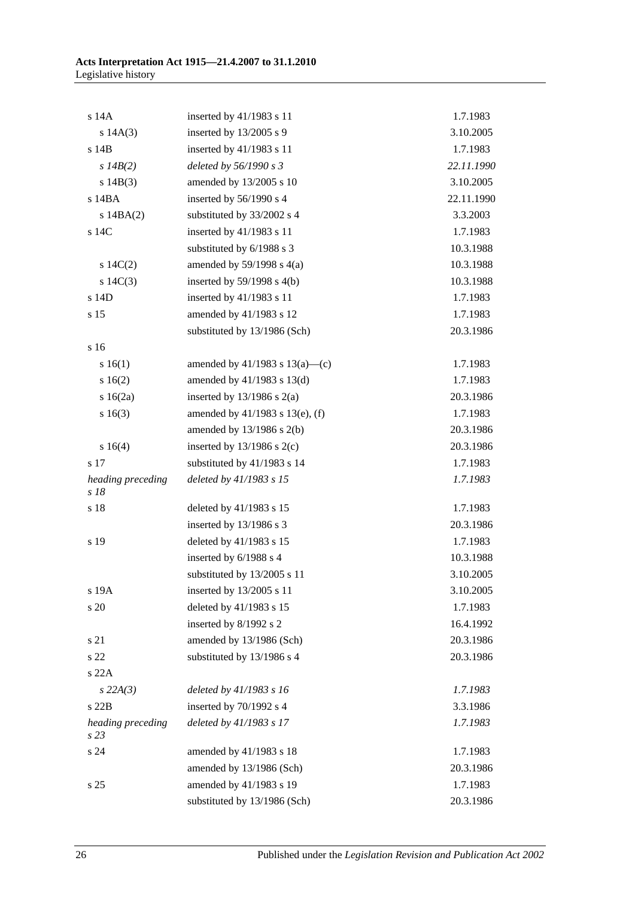| | | |
|---|---|---|
| s 14A | inserted by 41/1983 s 11 | 1.7.1983 |
| s 14A(3) | inserted by 13/2005 s 9 | 3.10.2005 |
| s 14B | inserted by 41/1983 s 11 | 1.7.1983 |
| *s 14B(2)* | *deleted by 56/1990 s 3* | *22.11.1990* |
| s 14B(3) | amended by 13/2005 s 10 | 3.10.2005 |
| s 14BA | inserted by 56/1990 s 4 | 22.11.1990 |
| s 14BA(2) | substituted by 33/2002 s 4 | 3.3.2003 |
| s 14C | inserted by 41/1983 s 11 | 1.7.1983 |
| | substituted by 6/1988 s 3 | 10.3.1988 |
| s 14C(2) | amended by 59/1998 s 4(a) | 10.3.1988 |
| s 14C(3) | inserted by 59/1998 s 4(b) | 10.3.1988 |
| s 14D | inserted by 41/1983 s 11 | 1.7.1983 |
| s 15 | amended by 41/1983 s 12 | 1.7.1983 |
| | substituted by 13/1986 (Sch) | 20.3.1986 |
| s 16 | | |
| s 16(1) | amended by 41/1983 s 13(a)—(c) | 1.7.1983 |
| s 16(2) | amended by 41/1983 s 13(d) | 1.7.1983 |
| s 16(2a) | inserted by 13/1986 s 2(a) | 20.3.1986 |
| s 16(3) | amended by 41/1983 s 13(e), (f) | 1.7.1983 |
| | amended by 13/1986 s 2(b) | 20.3.1986 |
| s 16(4) | inserted by 13/1986 s 2(c) | 20.3.1986 |
| s 17 | substituted by 41/1983 s 14 | 1.7.1983 |
| *heading preceding s 18* | *deleted by 41/1983 s 15* | *1.7.1983* |
| s 18 | deleted by 41/1983 s 15 | 1.7.1983 |
| | inserted by 13/1986 s 3 | 20.3.1986 |
| s 19 | deleted by 41/1983 s 15 | 1.7.1983 |
| | inserted by 6/1988 s 4 | 10.3.1988 |
| | substituted by 13/2005 s 11 | 3.10.2005 |
| s 19A | inserted by 13/2005 s 11 | 3.10.2005 |
| s 20 | deleted by 41/1983 s 15 | 1.7.1983 |
| | inserted by 8/1992 s 2 | 16.4.1992 |
| s 21 | amended by 13/1986 (Sch) | 20.3.1986 |
| s 22 | substituted by 13/1986 s 4 | 20.3.1986 |
| s 22A | | |
| *s 22A(3)* | *deleted by 41/1983 s 16* | *1.7.1983* |
| s 22B | inserted by 70/1992 s 4 | 3.3.1986 |
| *heading preceding s 23* | *deleted by 41/1983 s 17* | *1.7.1983* |
| s 24 | amended by 41/1983 s 18 | 1.7.1983 |
| | amended by 13/1986 (Sch) | 20.3.1986 |
| s 25 | amended by 41/1983 s 19 | 1.7.1983 |
| | substituted by 13/1986 (Sch) | 20.3.1986 |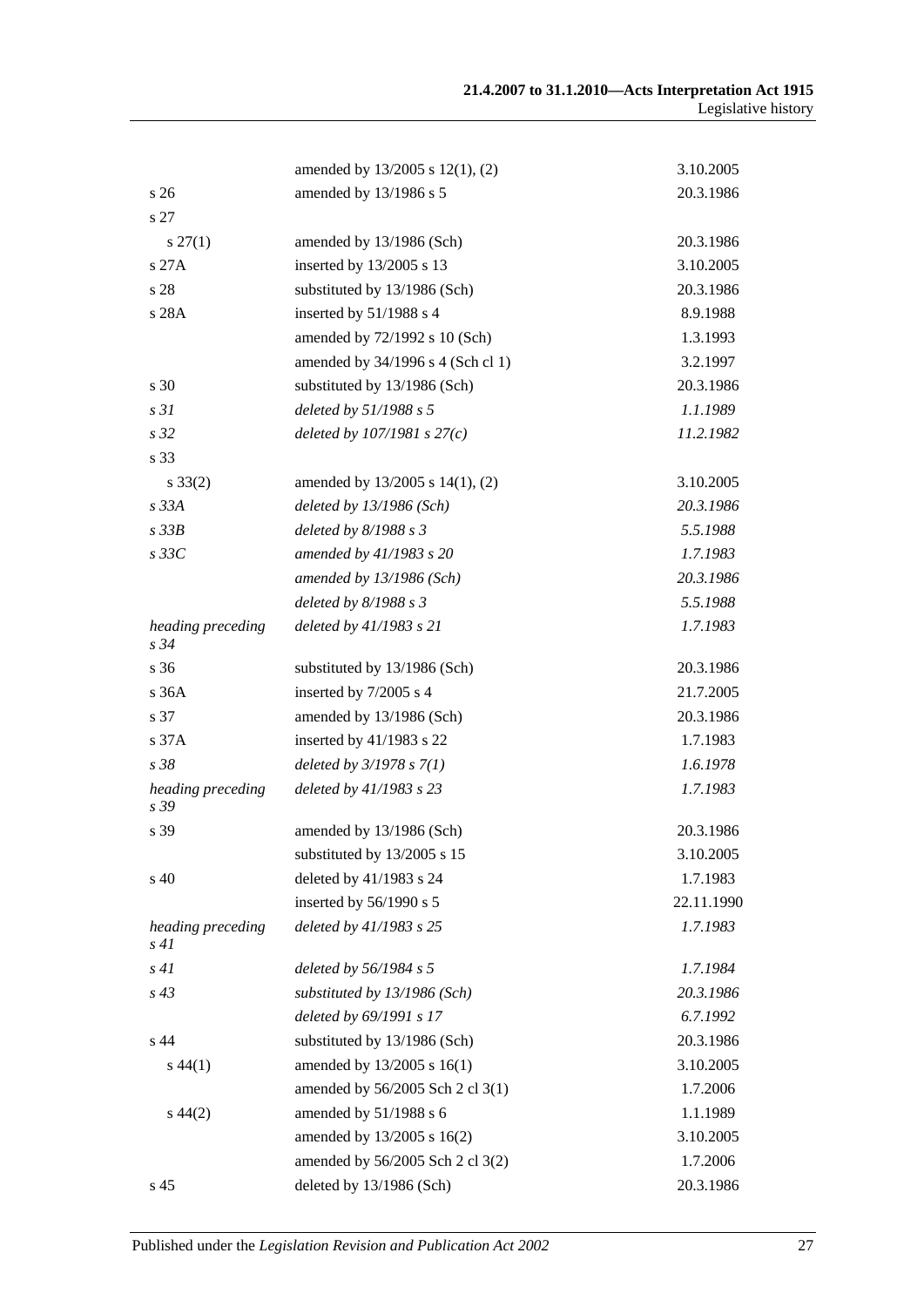| | | |
|---|---|---|
| | amended by 13/2005 s 12(1), (2) | 3.10.2005 |
| s 26 | amended by 13/1986 s 5 | 20.3.1986 |
| s 27 | | |
| s 27(1) | amended by 13/1986 (Sch) | 20.3.1986 |
| s 27A | inserted by 13/2005 s 13 | 3.10.2005 |
| s 28 | substituted by 13/1986 (Sch) | 20.3.1986 |
| s 28A | inserted by 51/1988 s 4 | 8.9.1988 |
| | amended by 72/1992 s 10 (Sch) | 1.3.1993 |
| | amended by 34/1996 s 4 (Sch cl 1) | 3.2.1997 |
| s 30 | substituted by 13/1986 (Sch) | 20.3.1986 |
| *s 31* | *deleted by 51/1988 s 5* | *1.1.1989* |
| *s 32* | *deleted by 107/1981 s 27(c)* | *11.2.1982* |
| s 33 | | |
| s 33(2) | amended by 13/2005 s 14(1), (2) | 3.10.2005 |
| *s 33A* | *deleted by 13/1986 (Sch)* | *20.3.1986* |
| *s 33B* | *deleted by 8/1988 s 3* | *5.5.1988* |
| *s 33C* | *amended by 41/1983 s 20* | *1.7.1983* |
| | *amended by 13/1986 (Sch)* | *20.3.1986* |
| | *deleted by 8/1988 s 3* | *5.5.1988* |
| *heading preceding s 34* | *deleted by 41/1983 s 21* | *1.7.1983* |
| s 36 | substituted by 13/1986 (Sch) | 20.3.1986 |
| s 36A | inserted by 7/2005 s 4 | 21.7.2005 |
| s 37 | amended by 13/1986 (Sch) | 20.3.1986 |
| s 37A | inserted by 41/1983 s 22 | 1.7.1983 |
| *s 38* | *deleted by 3/1978 s 7(1)* | *1.6.1978* |
| *heading preceding s 39* | *deleted by 41/1983 s 23* | *1.7.1983* |
| s 39 | amended by 13/1986 (Sch) | 20.3.1986 |
| | substituted by 13/2005 s 15 | 3.10.2005 |
| s 40 | deleted by 41/1983 s 24 | 1.7.1983 |
| | inserted by 56/1990 s 5 | 22.11.1990 |
| *heading preceding s 41* | *deleted by 41/1983 s 25* | *1.7.1983* |
| *s 41* | *deleted by 56/1984 s 5* | *1.7.1984* |
| *s 43* | *substituted by 13/1986 (Sch)* | *20.3.1986* |
| | *deleted by 69/1991 s 17* | *6.7.1992* |
| s 44 | substituted by 13/1986 (Sch) | 20.3.1986 |
| s 44(1) | amended by 13/2005 s 16(1) | 3.10.2005 |
| | amended by 56/2005 Sch 2 cl 3(1) | 1.7.2006 |
| s 44(2) | amended by 51/1988 s 6 | 1.1.1989 |
| | amended by 13/2005 s 16(2) | 3.10.2005 |
| | amended by 56/2005 Sch 2 cl 3(2) | 1.7.2006 |
| s 45 | deleted by 13/1986 (Sch) | 20.3.1986 |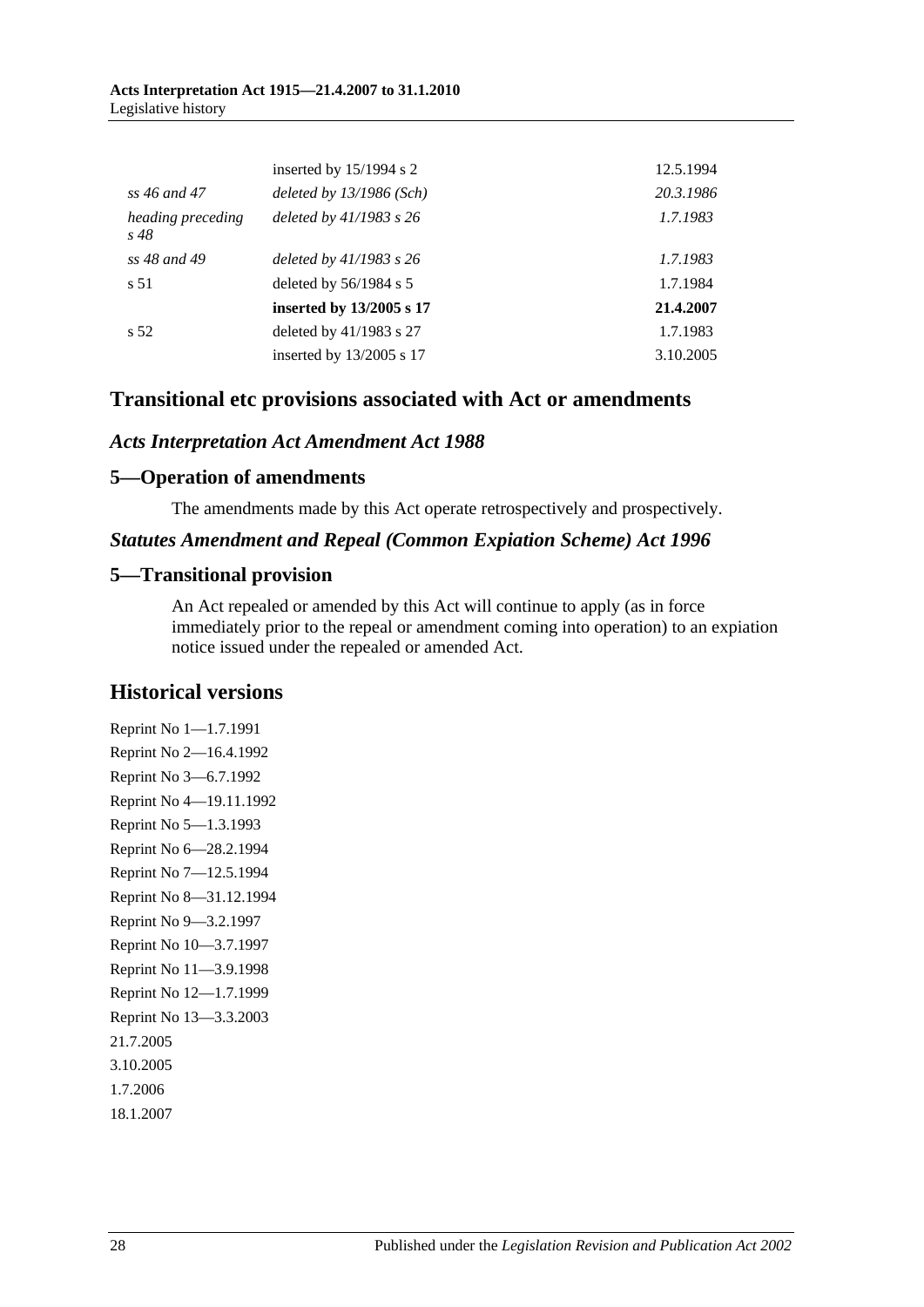| | | |
|---|---|---|
| | inserted by 15/1994 s 2 | 12.5.1994 |
| *ss 46 and 47* | *deleted by 13/1986 (Sch)* | *20.3.1986* |
| *heading preceding s 48* | *deleted by 41/1983 s 26* | *1.7.1983* |
| *ss 48 and 49* | *deleted by 41/1983 s 26* | *1.7.1983* |
| s 51 | deleted by 56/1984 s 5 | 1.7.1984 |
| | **inserted by 13/2005 s 17** | **21.4.2007** |
| s 52 | deleted by 41/1983 s 27 | 1.7.1983 |
| | inserted by 13/2005 s 17 | 3.10.2005 |

## Transitional etc provisions associated with Act or amendments

### *Acts Interpretation Act Amendment Act 1988*

### 5—Operation of amendments

The amendments made by this Act operate retrospectively and prospectively.

### *Statutes Amendment and Repeal (Common Expiation Scheme) Act 1996*

### 5—Transitional provision

An Act repealed or amended by this Act will continue to apply (as in force immediately prior to the repeal or amendment coming into operation) to an expiation notice issued under the repealed or amended Act.

## Historical versions

Reprint No 1—1.7.1991
Reprint No 2—16.4.1992
Reprint No 3—6.7.1992
Reprint No 4—19.11.1992
Reprint No 5—1.3.1993
Reprint No 6—28.2.1994
Reprint No 7—12.5.1994
Reprint No 8—31.12.1994
Reprint No 9—3.2.1997
Reprint No 10—3.7.1997
Reprint No 11—3.9.1998
Reprint No 12—1.7.1999
Reprint No 13—3.3.2003
21.7.2005
3.10.2005
1.7.2006
18.1.2007